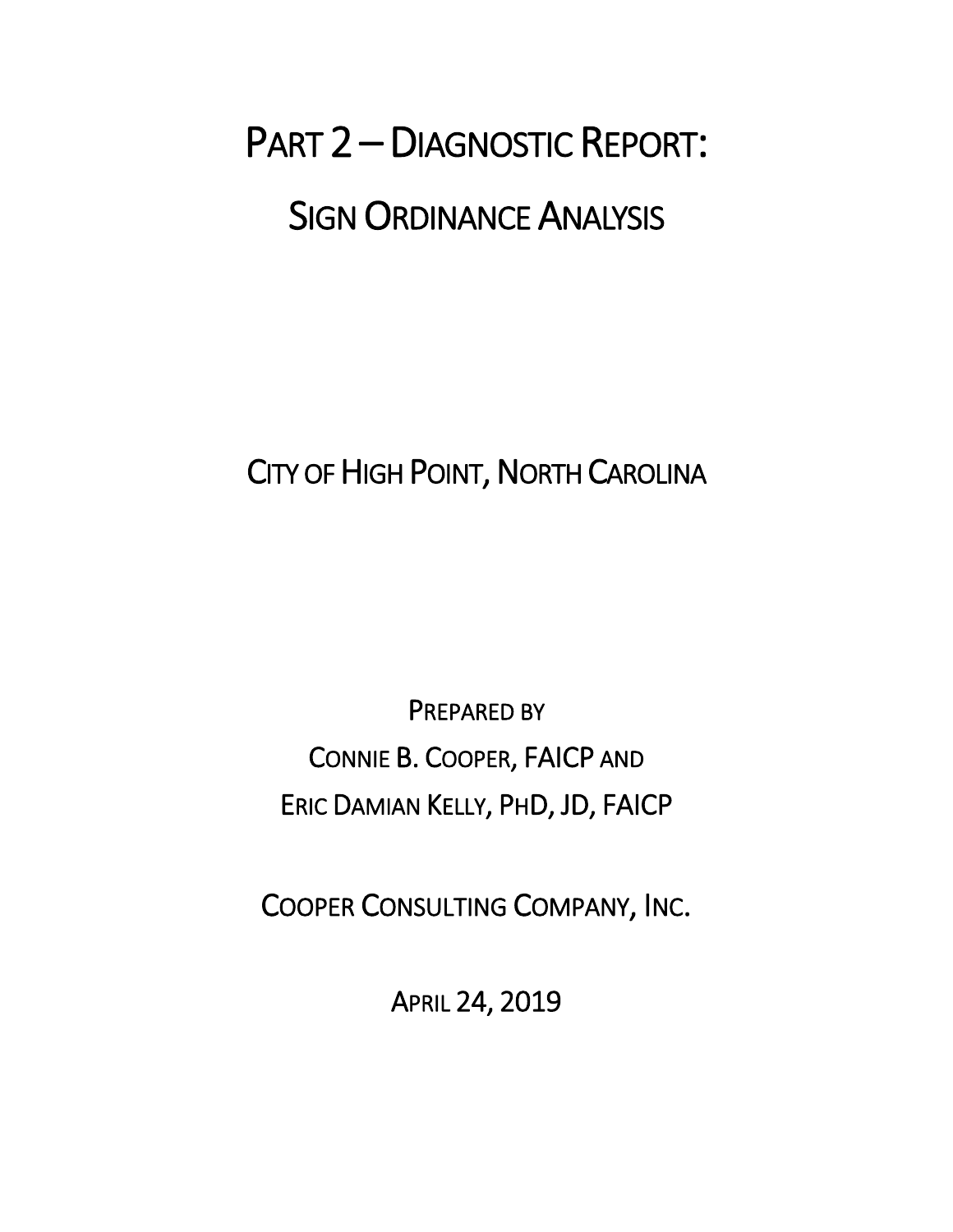# Part 2 – Diagnostic Report:

# Sign Ordinance Analysis

City of High Point, North Carolina

Prepared by

Connie B. Cooper, FAICP and

Eric Damian Kelly, PhD, JD, FAICP

Cooper Consulting Company, Inc.

April 24, 2019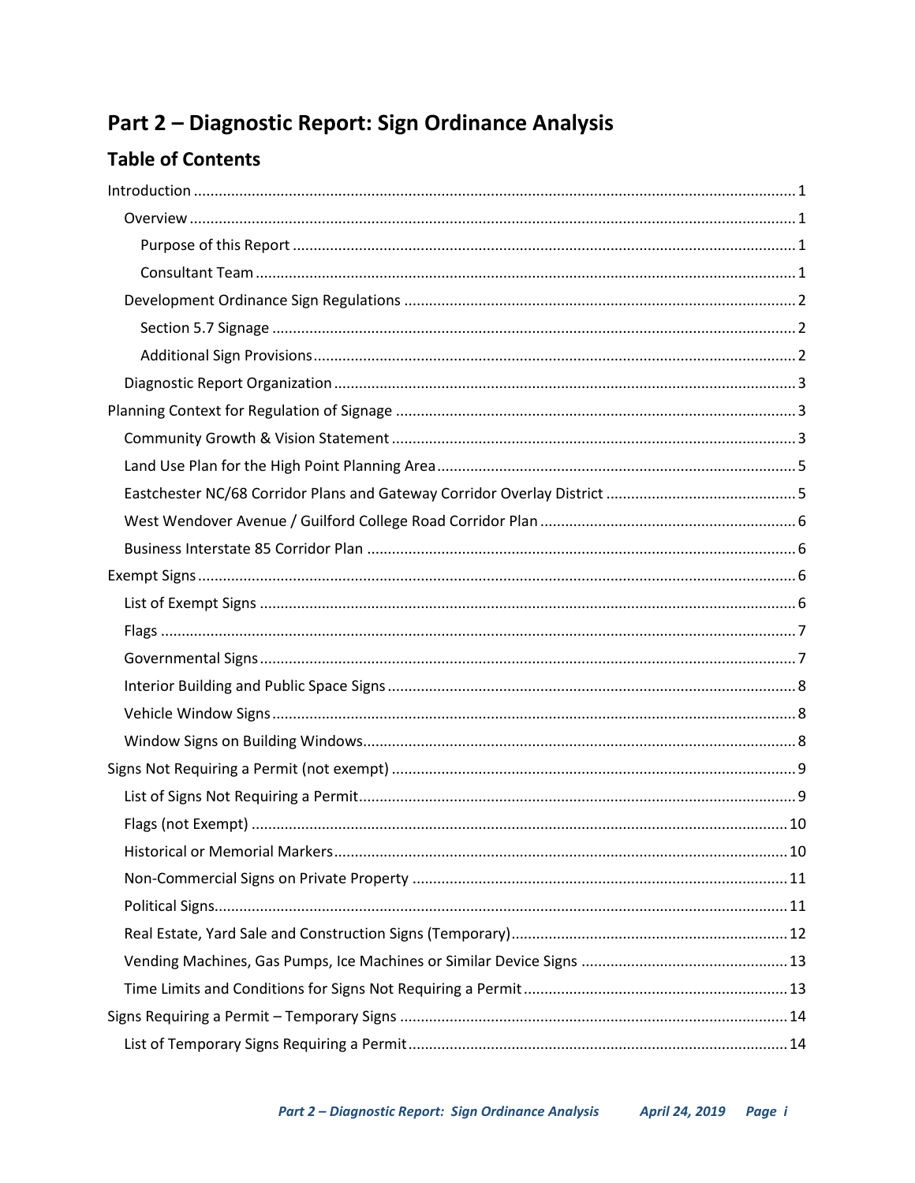# Part 2 – Diagnostic Report: Sign Ordinance Analysis

## Table of Contents

- Introduction ........ 1
  - Overview ........ 1
    - Purpose of this Report ........ 1
    - Consultant Team ........ 1
  - Development Ordinance Sign Regulations ........ 2
    - Section 5.7 Signage ........ 2
    - Additional Sign Provisions ........ 2
  - Diagnostic Report Organization ........ 3
- Planning Context for Regulation of Signage ........ 3
  - Community Growth & Vision Statement ........ 3
  - Land Use Plan for the High Point Planning Area ........ 5
  - Eastchester NC/68 Corridor Plans and Gateway Corridor Overlay District ........ 5
  - West Wendover Avenue / Guilford College Road Corridor Plan ........ 6
  - Business Interstate 85 Corridor Plan ........ 6
- Exempt Signs ........ 6
  - List of Exempt Signs ........ 6
  - Flags ........ 7
  - Governmental Signs ........ 7
  - Interior Building and Public Space Signs ........ 8
  - Vehicle Window Signs ........ 8
  - Window Signs on Building Windows ........ 8
- Signs Not Requiring a Permit (not exempt) ........ 9
  - List of Signs Not Requiring a Permit ........ 9
  - Flags (not Exempt) ........ 10
  - Historical or Memorial Markers ........ 10
  - Non-Commercial Signs on Private Property ........ 11
  - Political Signs ........ 11
  - Real Estate, Yard Sale and Construction Signs (Temporary) ........ 12
  - Vending Machines, Gas Pumps, Ice Machines or Similar Device Signs ........ 13
  - Time Limits and Conditions for Signs Not Requiring a Permit ........ 13
- Signs Requiring a Permit – Temporary Signs ........ 14
  - List of Temporary Signs Requiring a Permit ........ 14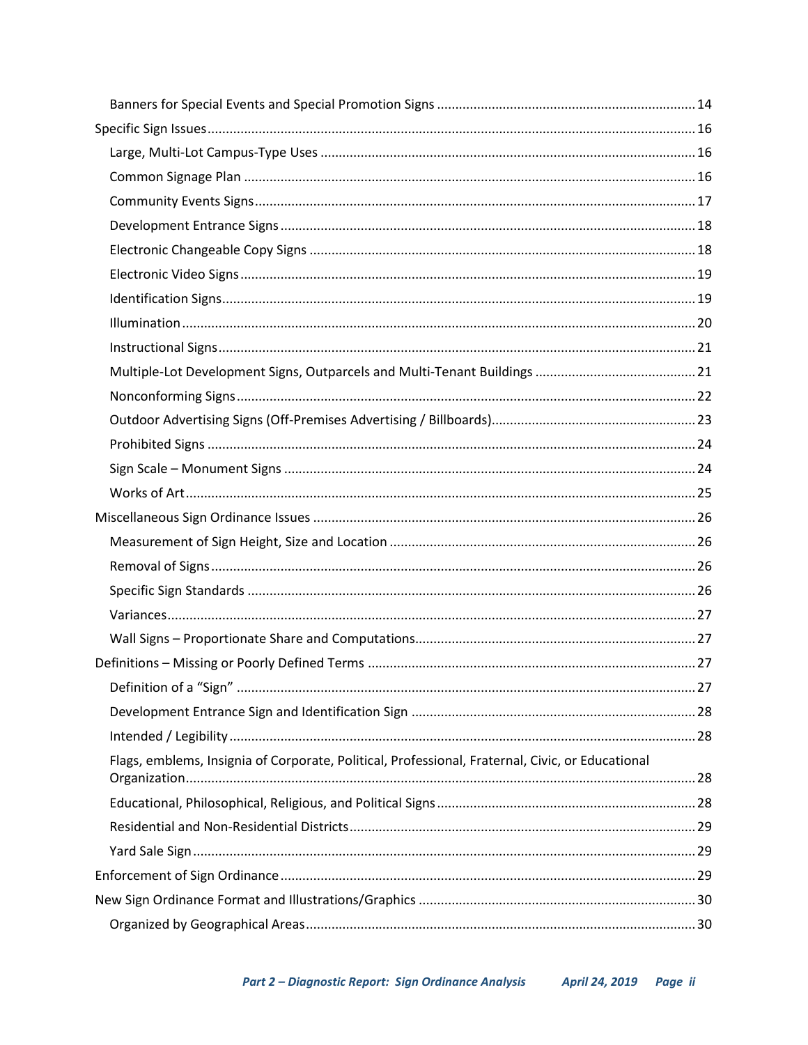- Banners for Special Events and Special Promotion Signs ..... 14
- Specific Sign Issues ..... 16
  - Large, Multi-Lot Campus-Type Uses ..... 16
  - Common Signage Plan ..... 16
  - Community Events Signs ..... 17
  - Development Entrance Signs ..... 18
  - Electronic Changeable Copy Signs ..... 18
  - Electronic Video Signs ..... 19
  - Identification Signs ..... 19
  - Illumination ..... 20
  - Instructional Signs ..... 21
  - Multiple-Lot Development Signs, Outparcels and Multi-Tenant Buildings ..... 21
  - Nonconforming Signs ..... 22
  - Outdoor Advertising Signs (Off-Premises Advertising / Billboards) ..... 23
  - Prohibited Signs ..... 24
  - Sign Scale – Monument Signs ..... 24
  - Works of Art ..... 25
- Miscellaneous Sign Ordinance Issues ..... 26
  - Measurement of Sign Height, Size and Location ..... 26
  - Removal of Signs ..... 26
  - Specific Sign Standards ..... 26
  - Variances ..... 27
  - Wall Signs – Proportionate Share and Computations ..... 27
- Definitions – Missing or Poorly Defined Terms ..... 27
  - Definition of a "Sign" ..... 27
  - Development Entrance Sign and Identification Sign ..... 28
  - Intended / Legibility ..... 28
  - Flags, emblems, Insignia of Corporate, Political, Professional, Fraternal, Civic, or Educational Organization ..... 28
  - Educational, Philosophical, Religious, and Political Signs ..... 28
  - Residential and Non-Residential Districts ..... 29
  - Yard Sale Sign ..... 29
- Enforcement of Sign Ordinance ..... 29
- New Sign Ordinance Format and Illustrations/Graphics ..... 30
  - Organized by Geographical Areas ..... 30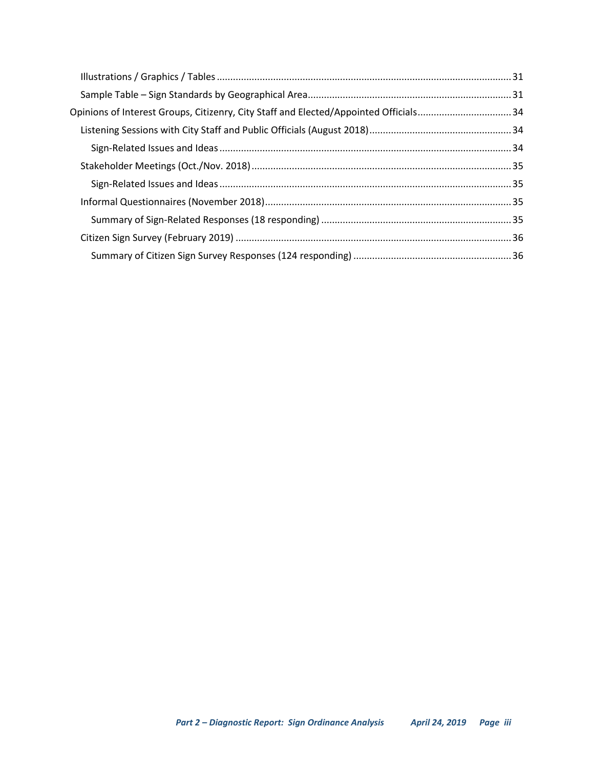- Illustrations / Graphics / Tables ..... 31
- Sample Table – Sign Standards by Geographical Area ..... 31

Opinions of Interest Groups, Citizenry, City Staff and Elected/Appointed Officials ..... 34

- Listening Sessions with City Staff and Public Officials (August 2018) ..... 34
  - Sign-Related Issues and Ideas ..... 34
- Stakeholder Meetings (Oct./Nov. 2018) ..... 35
  - Sign-Related Issues and Ideas ..... 35
- Informal Questionnaires (November 2018) ..... 35
  - Summary of Sign-Related Responses (18 responding) ..... 35
- Citizen Sign Survey (February 2019) ..... 36
  - Summary of Citizen Sign Survey Responses (124 responding) ..... 36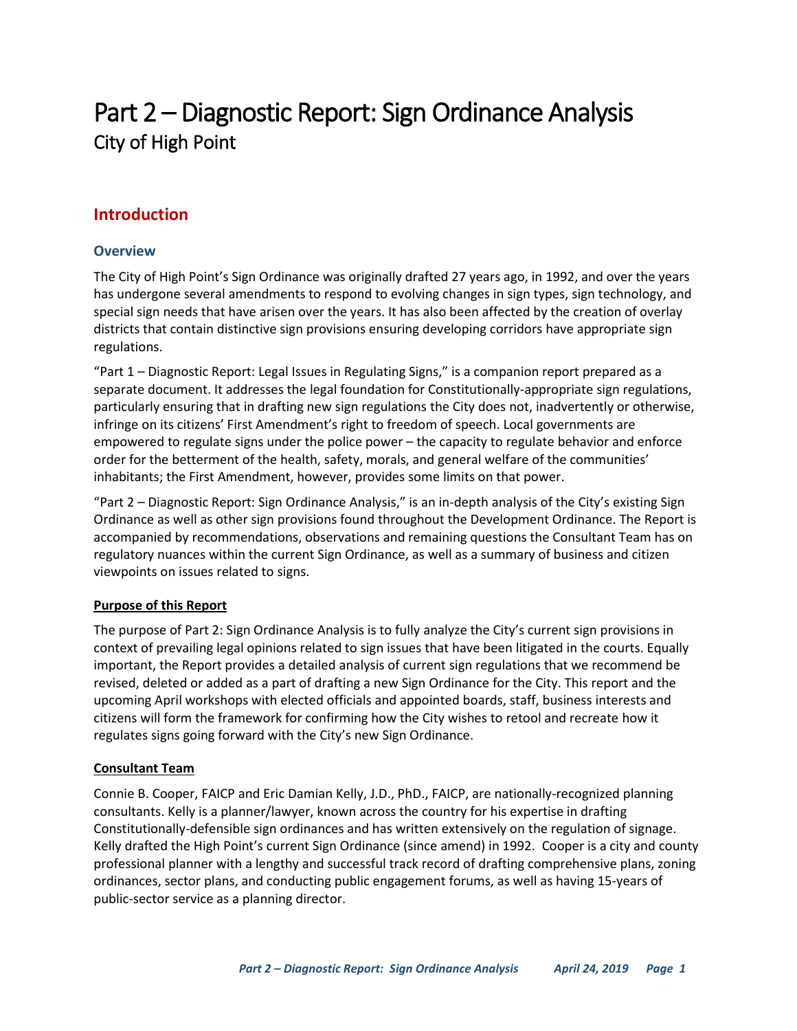# Part 2 – Diagnostic Report: Sign Ordinance Analysis

City of High Point

## Introduction

### Overview

The City of High Point's Sign Ordinance was originally drafted 27 years ago, in 1992, and over the years has undergone several amendments to respond to evolving changes in sign types, sign technology, and special sign needs that have arisen over the years. It has also been affected by the creation of overlay districts that contain distinctive sign provisions ensuring developing corridors have appropriate sign regulations.

"Part 1 – Diagnostic Report: Legal Issues in Regulating Signs," is a companion report prepared as a separate document. It addresses the legal foundation for Constitutionally-appropriate sign regulations, particularly ensuring that in drafting new sign regulations the City does not, inadvertently or otherwise, infringe on its citizens' First Amendment's right to freedom of speech. Local governments are empowered to regulate signs under the police power – the capacity to regulate behavior and enforce order for the betterment of the health, safety, morals, and general welfare of the communities' inhabitants; the First Amendment, however, provides some limits on that power.

"Part 2 – Diagnostic Report: Sign Ordinance Analysis," is an in-depth analysis of the City's existing Sign Ordinance as well as other sign provisions found throughout the Development Ordinance. The Report is accompanied by recommendations, observations and remaining questions the Consultant Team has on regulatory nuances within the current Sign Ordinance, as well as a summary of business and citizen viewpoints on issues related to signs.

**Purpose of this Report**

The purpose of Part 2: Sign Ordinance Analysis is to fully analyze the City's current sign provisions in context of prevailing legal opinions related to sign issues that have been litigated in the courts. Equally important, the Report provides a detailed analysis of current sign regulations that we recommend be revised, deleted or added as a part of drafting a new Sign Ordinance for the City. This report and the upcoming April workshops with elected officials and appointed boards, staff, business interests and citizens will form the framework for confirming how the City wishes to retool and recreate how it regulates signs going forward with the City's new Sign Ordinance.

**Consultant Team**

Connie B. Cooper, FAICP and Eric Damian Kelly, J.D., PhD., FAICP, are nationally-recognized planning consultants. Kelly is a planner/lawyer, known across the country for his expertise in drafting Constitutionally-defensible sign ordinances and has written extensively on the regulation of signage. Kelly drafted the High Point's current Sign Ordinance (since amend) in 1992. Cooper is a city and county professional planner with a lengthy and successful track record of drafting comprehensive plans, zoning ordinances, sector plans, and conducting public engagement forums, as well as having 15-years of public-sector service as a planning director.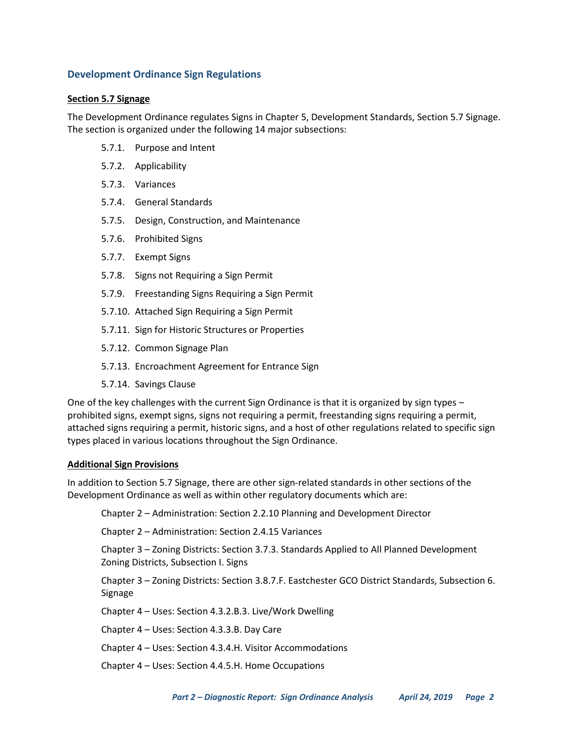## Development Ordinance Sign Regulations

**Section 5.7 Signage**

The Development Ordinance regulates Signs in Chapter 5, Development Standards, Section 5.7 Signage. The section is organized under the following 14 major subsections:

- 5.7.1. Purpose and Intent
- 5.7.2. Applicability
- 5.7.3. Variances
- 5.7.4. General Standards
- 5.7.5. Design, Construction, and Maintenance
- 5.7.6. Prohibited Signs
- 5.7.7. Exempt Signs
- 5.7.8. Signs not Requiring a Sign Permit
- 5.7.9. Freestanding Signs Requiring a Sign Permit
- 5.7.10. Attached Sign Requiring a Sign Permit
- 5.7.11. Sign for Historic Structures or Properties
- 5.7.12. Common Signage Plan
- 5.7.13. Encroachment Agreement for Entrance Sign
- 5.7.14. Savings Clause

One of the key challenges with the current Sign Ordinance is that it is organized by sign types – prohibited signs, exempt signs, signs not requiring a permit, freestanding signs requiring a permit, attached signs requiring a permit, historic signs, and a host of other regulations related to specific sign types placed in various locations throughout the Sign Ordinance.

**Additional Sign Provisions**

In addition to Section 5.7 Signage, there are other sign-related standards in other sections of the Development Ordinance as well as within other regulatory documents which are:

- Chapter 2 – Administration: Section 2.2.10 Planning and Development Director
- Chapter 2 – Administration: Section 2.4.15 Variances
- Chapter 3 – Zoning Districts: Section 3.7.3. Standards Applied to All Planned Development Zoning Districts, Subsection I. Signs
- Chapter 3 – Zoning Districts: Section 3.8.7.F. Eastchester GCO District Standards, Subsection 6. Signage
- Chapter 4 – Uses: Section 4.3.2.B.3. Live/Work Dwelling
- Chapter 4 – Uses: Section 4.3.3.B. Day Care
- Chapter 4 – Uses: Section 4.3.4.H. Visitor Accommodations
- Chapter 4 – Uses: Section 4.4.5.H. Home Occupations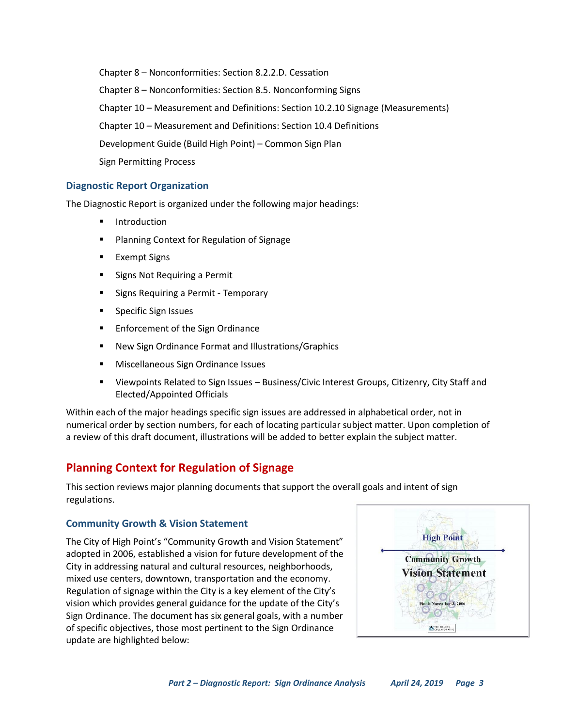Chapter 8 – Nonconformities: Section 8.2.2.D. Cessation

Chapter 8 – Nonconformities: Section 8.5. Nonconforming Signs

Chapter 10 – Measurement and Definitions: Section 10.2.10 Signage (Measurements)

Chapter 10 – Measurement and Definitions: Section 10.4 Definitions

Development Guide (Build High Point) – Common Sign Plan

Sign Permitting Process

### Diagnostic Report Organization

The Diagnostic Report is organized under the following major headings:

- Introduction
- Planning Context for Regulation of Signage
- Exempt Signs
- Signs Not Requiring a Permit
- Signs Requiring a Permit - Temporary
- Specific Sign Issues
- Enforcement of the Sign Ordinance
- New Sign Ordinance Format and Illustrations/Graphics
- Miscellaneous Sign Ordinance Issues
- Viewpoints Related to Sign Issues – Business/Civic Interest Groups, Citizenry, City Staff and Elected/Appointed Officials

Within each of the major headings specific sign issues are addressed in alphabetical order, not in numerical order by section numbers, for each of locating particular subject matter. Upon completion of a review of this draft document, illustrations will be added to better explain the subject matter.

## Planning Context for Regulation of Signage

This section reviews major planning documents that support the overall goals and intent of sign regulations.

### Community Growth & Vision Statement

The City of High Point's "Community Growth and Vision Statement" adopted in 2006, established a vision for future development of the City in addressing natural and cultural resources, neighborhoods, mixed use centers, downtown, transportation and the economy. Regulation of signage within the City is a key element of the City's vision which provides general guidance for the update of the City's Sign Ordinance. The document has six general goals, with a number of specific objectives, those most pertinent to the Sign Ordinance update are highlighted below: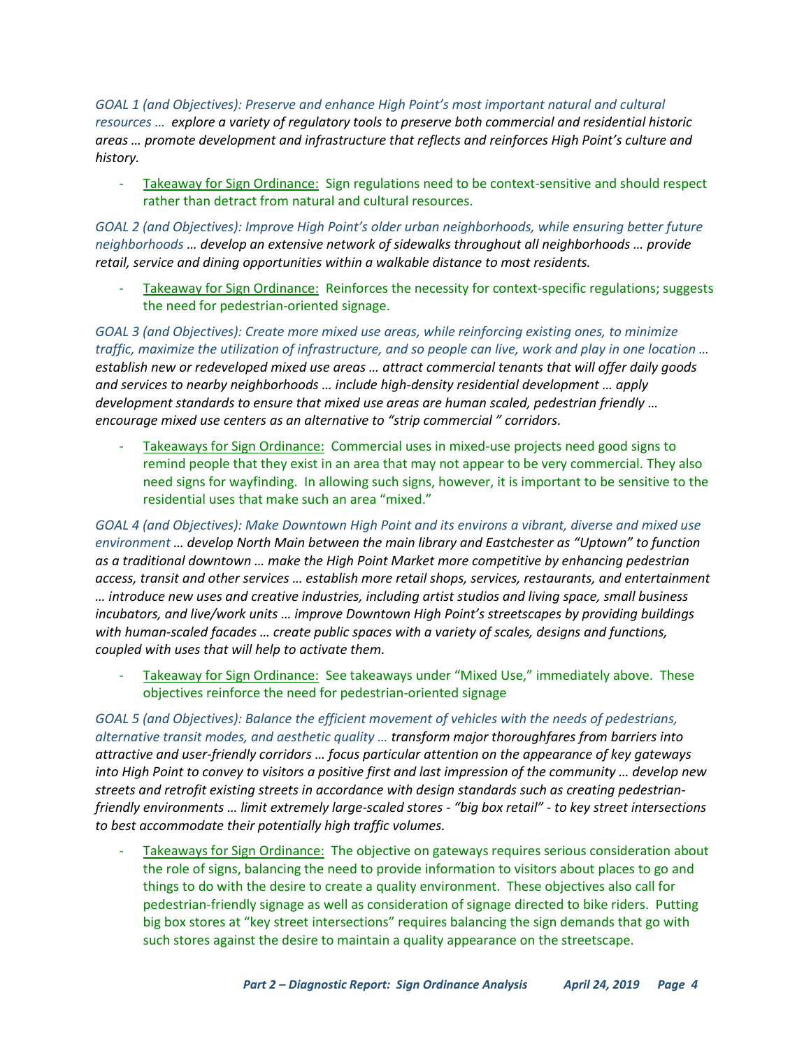*GOAL 1 (and Objectives): Preserve and enhance High Point's most important natural and cultural resources … explore a variety of regulatory tools to preserve both commercial and residential historic areas … promote development and infrastructure that reflects and reinforces High Point's culture and history.*

- Takeaway for Sign Ordinance: Sign regulations need to be context-sensitive and should respect rather than detract from natural and cultural resources.

*GOAL 2 (and Objectives): Improve High Point's older urban neighborhoods, while ensuring better future neighborhoods … develop an extensive network of sidewalks throughout all neighborhoods … provide retail, service and dining opportunities within a walkable distance to most residents.*

- Takeaway for Sign Ordinance: Reinforces the necessity for context-specific regulations; suggests the need for pedestrian-oriented signage.

*GOAL 3 (and Objectives): Create more mixed use areas, while reinforcing existing ones, to minimize traffic, maximize the utilization of infrastructure, and so people can live, work and play in one location … establish new or redeveloped mixed use areas … attract commercial tenants that will offer daily goods and services to nearby neighborhoods … include high-density residential development … apply development standards to ensure that mixed use areas are human scaled, pedestrian friendly … encourage mixed use centers as an alternative to "strip commercial " corridors.*

- Takeaways for Sign Ordinance: Commercial uses in mixed-use projects need good signs to remind people that they exist in an area that may not appear to be very commercial. They also need signs for wayfinding. In allowing such signs, however, it is important to be sensitive to the residential uses that make such an area "mixed."

*GOAL 4 (and Objectives): Make Downtown High Point and its environs a vibrant, diverse and mixed use environment … develop North Main between the main library and Eastchester as "Uptown" to function as a traditional downtown … make the High Point Market more competitive by enhancing pedestrian access, transit and other services … establish more retail shops, services, restaurants, and entertainment … introduce new uses and creative industries, including artist studios and living space, small business incubators, and live/work units … improve Downtown High Point's streetscapes by providing buildings with human-scaled facades … create public spaces with a variety of scales, designs and functions, coupled with uses that will help to activate them.*

- Takeaway for Sign Ordinance: See takeaways under "Mixed Use," immediately above. These objectives reinforce the need for pedestrian-oriented signage

*GOAL 5 (and Objectives): Balance the efficient movement of vehicles with the needs of pedestrians, alternative transit modes, and aesthetic quality … transform major thoroughfares from barriers into attractive and user-friendly corridors … focus particular attention on the appearance of key gateways into High Point to convey to visitors a positive first and last impression of the community … develop new streets and retrofit existing streets in accordance with design standards such as creating pedestrian-friendly environments … limit extremely large-scaled stores - "big box retail" - to key street intersections to best accommodate their potentially high traffic volumes.*

- Takeaways for Sign Ordinance: The objective on gateways requires serious consideration about the role of signs, balancing the need to provide information to visitors about places to go and things to do with the desire to create a quality environment. These objectives also call for pedestrian-friendly signage as well as consideration of signage directed to bike riders. Putting big box stores at "key street intersections" requires balancing the sign demands that go with such stores against the desire to maintain a quality appearance on the streetscape.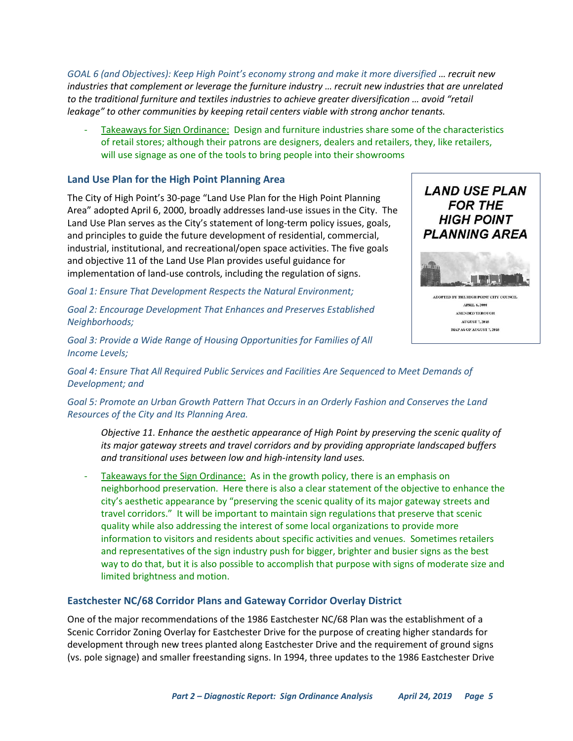*GOAL 6 (and Objectives): Keep High Point's economy strong and make it more diversified … recruit new industries that complement or leverage the furniture industry … recruit new industries that are unrelated to the traditional furniture and textiles industries to achieve greater diversification … avoid "retail leakage" to other communities by keeping retail centers viable with strong anchor tenants.*

- Takeaways for Sign Ordinance: Design and furniture industries share some of the characteristics of retail stores; although their patrons are designers, dealers and retailers, they, like retailers, will use signage as one of the tools to bring people into their showrooms

### Land Use Plan for the High Point Planning Area

The City of High Point's 30-page "Land Use Plan for the High Point Planning Area" adopted April 6, 2000, broadly addresses land-use issues in the City. The Land Use Plan serves as the City's statement of long-term policy issues, goals, and principles to guide the future development of residential, commercial, industrial, institutional, and recreational/open space activities. The five goals and objective 11 of the Land Use Plan provides useful guidance for implementation of land-use controls, including the regulation of signs.

**LAND USE PLAN FOR THE HIGH POINT PLANNING AREA**

ADOPTED BY THE HIGH POINT CITY COUNCIL
APRIL 6, 2000
AMENDED THROUGH
AUGUST 7, 2018
MAP AS OF AUGUST 7, 2018

*Goal 1: Ensure That Development Respects the Natural Environment;*

*Goal 2: Encourage Development That Enhances and Preserves Established Neighborhoods;*

*Goal 3: Provide a Wide Range of Housing Opportunities for Families of All Income Levels;*

*Goal 4: Ensure That All Required Public Services and Facilities Are Sequenced to Meet Demands of Development; and*

*Goal 5: Promote an Urban Growth Pattern That Occurs in an Orderly Fashion and Conserves the Land Resources of the City and Its Planning Area.*

> *Objective 11. Enhance the aesthetic appearance of High Point by preserving the scenic quality of its major gateway streets and travel corridors and by providing appropriate landscaped buffers and transitional uses between low and high-intensity land uses.*

- Takeaways for the Sign Ordinance: As in the growth policy, there is an emphasis on neighborhood preservation. Here there is also a clear statement of the objective to enhance the city's aesthetic appearance by "preserving the scenic quality of its major gateway streets and travel corridors." It will be important to maintain sign regulations that preserve that scenic quality while also addressing the interest of some local organizations to provide more information to visitors and residents about specific activities and venues. Sometimes retailers and representatives of the sign industry push for bigger, brighter and busier signs as the best way to do that, but it is also possible to accomplish that purpose with signs of moderate size and limited brightness and motion.

### Eastchester NC/68 Corridor Plans and Gateway Corridor Overlay District

One of the major recommendations of the 1986 Eastchester NC/68 Plan was the establishment of a Scenic Corridor Zoning Overlay for Eastchester Drive for the purpose of creating higher standards for development through new trees planted along Eastchester Drive and the requirement of ground signs (vs. pole signage) and smaller freestanding signs. In 1994, three updates to the 1986 Eastchester Drive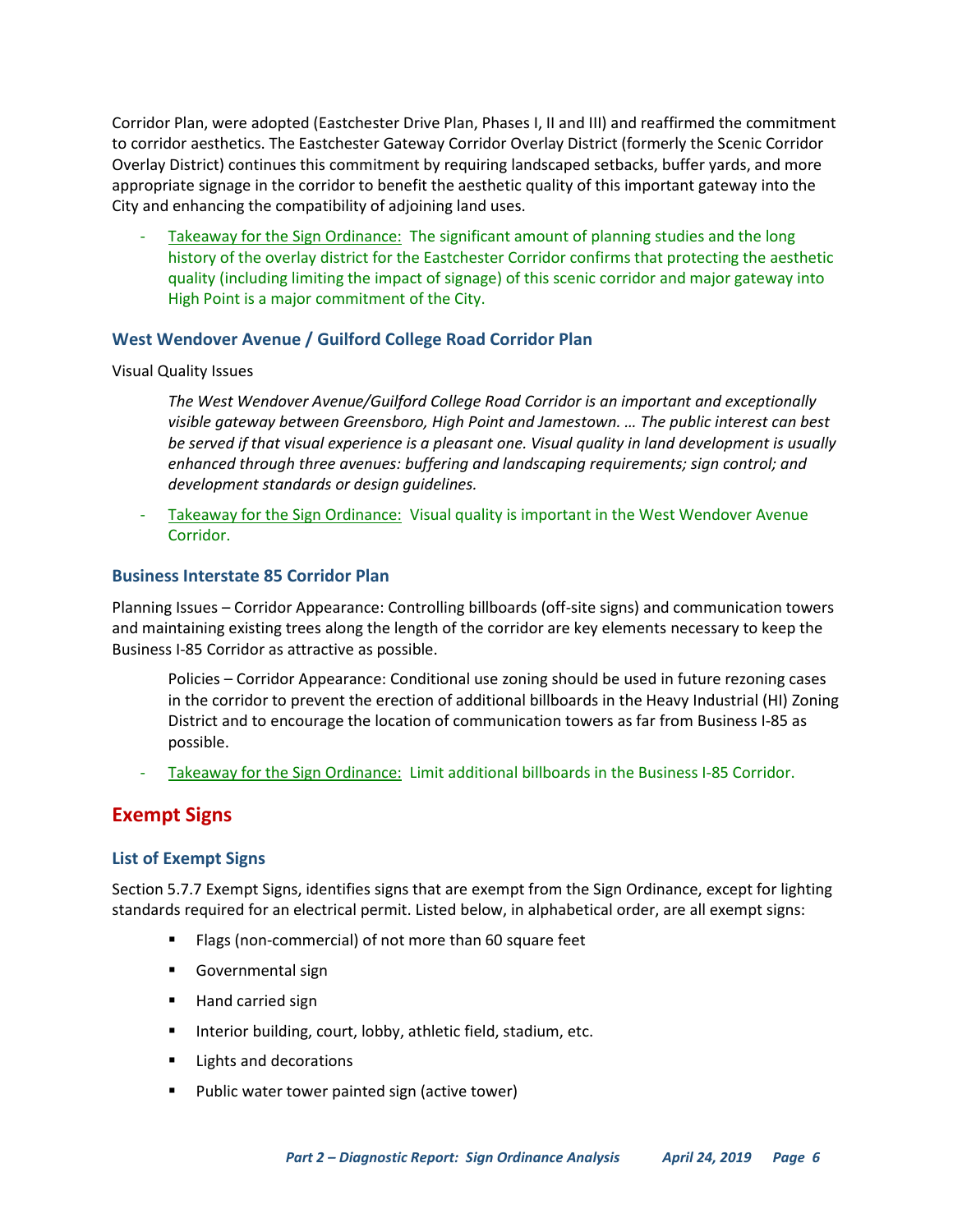Corridor Plan, were adopted (Eastchester Drive Plan, Phases I, II and III) and reaffirmed the commitment to corridor aesthetics. The Eastchester Gateway Corridor Overlay District (formerly the Scenic Corridor Overlay District) continues this commitment by requiring landscaped setbacks, buffer yards, and more appropriate signage in the corridor to benefit the aesthetic quality of this important gateway into the City and enhancing the compatibility of adjoining land uses.

- Takeaway for the Sign Ordinance: The significant amount of planning studies and the long history of the overlay district for the Eastchester Corridor confirms that protecting the aesthetic quality (including limiting the impact of signage) of this scenic corridor and major gateway into High Point is a major commitment of the City.

### West Wendover Avenue / Guilford College Road Corridor Plan

Visual Quality Issues

> *The West Wendover Avenue/Guilford College Road Corridor is an important and exceptionally visible gateway between Greensboro, High Point and Jamestown. … The public interest can best be served if that visual experience is a pleasant one. Visual quality in land development is usually enhanced through three avenues: buffering and landscaping requirements; sign control; and development standards or design guidelines.*

- Takeaway for the Sign Ordinance: Visual quality is important in the West Wendover Avenue Corridor.

### Business Interstate 85 Corridor Plan

Planning Issues – Corridor Appearance: Controlling billboards (off-site signs) and communication towers and maintaining existing trees along the length of the corridor are key elements necessary to keep the Business I-85 Corridor as attractive as possible.

> Policies – Corridor Appearance: Conditional use zoning should be used in future rezoning cases in the corridor to prevent the erection of additional billboards in the Heavy Industrial (HI) Zoning District and to encourage the location of communication towers as far from Business I-85 as possible.

- Takeaway for the Sign Ordinance: Limit additional billboards in the Business I-85 Corridor.

## Exempt Signs

### List of Exempt Signs

Section 5.7.7 Exempt Signs, identifies signs that are exempt from the Sign Ordinance, except for lighting standards required for an electrical permit. Listed below, in alphabetical order, are all exempt signs:

- Flags (non-commercial) of not more than 60 square feet
- Governmental sign
- Hand carried sign
- Interior building, court, lobby, athletic field, stadium, etc.
- Lights and decorations
- Public water tower painted sign (active tower)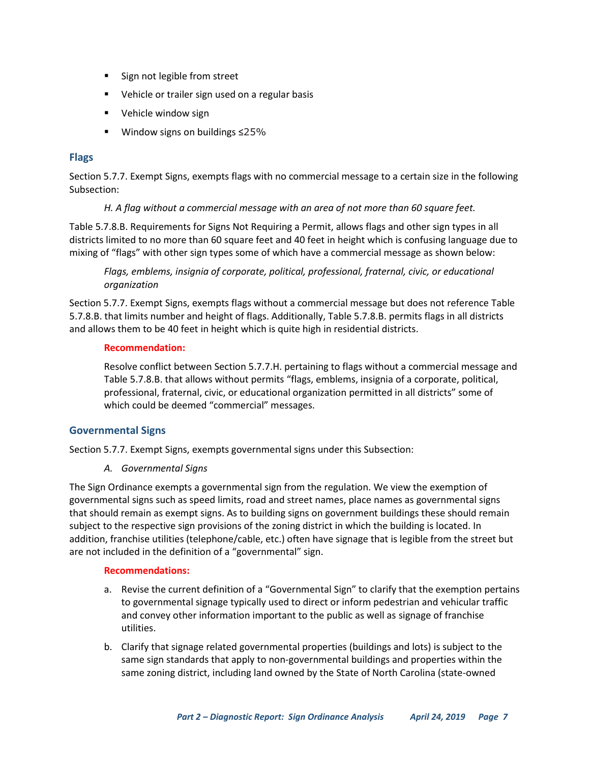- Sign not legible from street
- Vehicle or trailer sign used on a regular basis
- Vehicle window sign
- Window signs on buildings ≤25%

### Flags

Section 5.7.7. Exempt Signs, exempts flags with no commercial message to a certain size in the following Subsection:

> *H. A flag without a commercial message with an area of not more than 60 square feet.*

Table 5.7.8.B. Requirements for Signs Not Requiring a Permit, allows flags and other sign types in all districts limited to no more than 60 square feet and 40 feet in height which is confusing language due to mixing of "flags" with other sign types some of which have a commercial message as shown below:

> *Flags, emblems, insignia of corporate, political, professional, fraternal, civic, or educational organization*

Section 5.7.7. Exempt Signs, exempts flags without a commercial message but does not reference Table 5.7.8.B. that limits number and height of flags. Additionally, Table 5.7.8.B. permits flags in all districts and allows them to be 40 feet in height which is quite high in residential districts.

**Recommendation:**

Resolve conflict between Section 5.7.7.H. pertaining to flags without a commercial message and Table 5.7.8.B. that allows without permits "flags, emblems, insignia of a corporate, political, professional, fraternal, civic, or educational organization permitted in all districts" some of which could be deemed "commercial" messages.

### Governmental Signs

Section 5.7.7. Exempt Signs, exempts governmental signs under this Subsection:

> *A. Governmental Signs*

The Sign Ordinance exempts a governmental sign from the regulation. We view the exemption of governmental signs such as speed limits, road and street names, place names as governmental signs that should remain as exempt signs. As to building signs on government buildings these should remain subject to the respective sign provisions of the zoning district in which the building is located. In addition, franchise utilities (telephone/cable, etc.) often have signage that is legible from the street but are not included in the definition of a "governmental" sign.

**Recommendations:**

a. Revise the current definition of a "Governmental Sign" to clarify that the exemption pertains to governmental signage typically used to direct or inform pedestrian and vehicular traffic and convey other information important to the public as well as signage of franchise utilities.

b. Clarify that signage related governmental properties (buildings and lots) is subject to the same sign standards that apply to non-governmental buildings and properties within the same zoning district, including land owned by the State of North Carolina (state-owned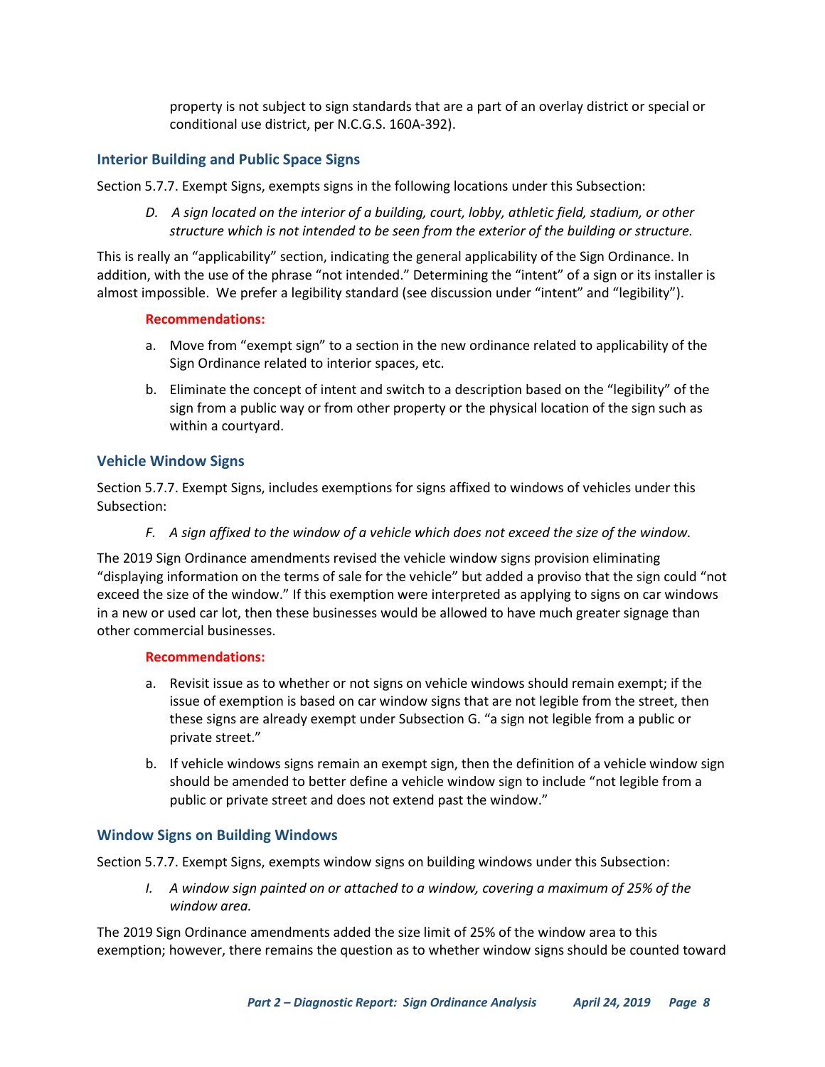property is not subject to sign standards that are a part of an overlay district or special or conditional use district, per N.C.G.S. 160A-392).

### Interior Building and Public Space Signs

Section 5.7.7. Exempt Signs, exempts signs in the following locations under this Subsection:

> *D. A sign located on the interior of a building, court, lobby, athletic field, stadium, or other structure which is not intended to be seen from the exterior of the building or structure.*

This is really an "applicability" section, indicating the general applicability of the Sign Ordinance. In addition, with the use of the phrase "not intended." Determining the "intent" of a sign or its installer is almost impossible. We prefer a legibility standard (see discussion under "intent" and "legibility").

**Recommendations:**

a. Move from "exempt sign" to a section in the new ordinance related to applicability of the Sign Ordinance related to interior spaces, etc.

b. Eliminate the concept of intent and switch to a description based on the "legibility" of the sign from a public way or from other property or the physical location of the sign such as within a courtyard.

### Vehicle Window Signs

Section 5.7.7. Exempt Signs, includes exemptions for signs affixed to windows of vehicles under this Subsection:

> *F. A sign affixed to the window of a vehicle which does not exceed the size of the window.*

The 2019 Sign Ordinance amendments revised the vehicle window signs provision eliminating "displaying information on the terms of sale for the vehicle" but added a proviso that the sign could "not exceed the size of the window." If this exemption were interpreted as applying to signs on car windows in a new or used car lot, then these businesses would be allowed to have much greater signage than other commercial businesses.

**Recommendations:**

a. Revisit issue as to whether or not signs on vehicle windows should remain exempt; if the issue of exemption is based on car window signs that are not legible from the street, then these signs are already exempt under Subsection G. "a sign not legible from a public or private street."

b. If vehicle windows signs remain an exempt sign, then the definition of a vehicle window sign should be amended to better define a vehicle window sign to include "not legible from a public or private street and does not extend past the window."

### Window Signs on Building Windows

Section 5.7.7. Exempt Signs, exempts window signs on building windows under this Subsection:

> *I. A window sign painted on or attached to a window, covering a maximum of 25% of the window area.*

The 2019 Sign Ordinance amendments added the size limit of 25% of the window area to this exemption; however, there remains the question as to whether window signs should be counted toward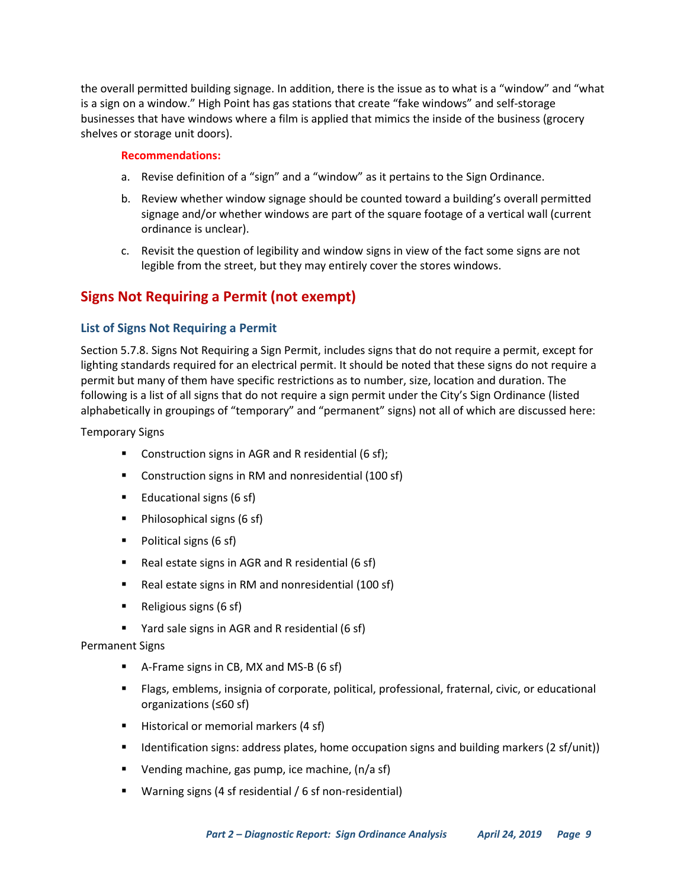the overall permitted building signage. In addition, there is the issue as to what is a "window" and "what is a sign on a window." High Point has gas stations that create "fake windows" and self-storage businesses that have windows where a film is applied that mimics the inside of the business (grocery shelves or storage unit doors).

**Recommendations:**

a. Revise definition of a "sign" and a "window" as it pertains to the Sign Ordinance.

b. Review whether window signage should be counted toward a building's overall permitted signage and/or whether windows are part of the square footage of a vertical wall (current ordinance is unclear).

c. Revisit the question of legibility and window signs in view of the fact some signs are not legible from the street, but they may entirely cover the stores windows.

## Signs Not Requiring a Permit (not exempt)

### List of Signs Not Requiring a Permit

Section 5.7.8. Signs Not Requiring a Sign Permit, includes signs that do not require a permit, except for lighting standards required for an electrical permit. It should be noted that these signs do not require a permit but many of them have specific restrictions as to number, size, location and duration. The following is a list of all signs that do not require a sign permit under the City's Sign Ordinance (listed alphabetically in groupings of "temporary" and "permanent" signs) not all of which are discussed here:

Temporary Signs

- Construction signs in AGR and R residential (6 sf);
- Construction signs in RM and nonresidential (100 sf)
- Educational signs (6 sf)
- Philosophical signs (6 sf)
- Political signs (6 sf)
- Real estate signs in AGR and R residential (6 sf)
- Real estate signs in RM and nonresidential (100 sf)
- Religious signs (6 sf)
- Yard sale signs in AGR and R residential (6 sf)

Permanent Signs

- A-Frame signs in CB, MX and MS-B (6 sf)
- Flags, emblems, insignia of corporate, political, professional, fraternal, civic, or educational organizations (≤60 sf)
- Historical or memorial markers (4 sf)
- Identification signs: address plates, home occupation signs and building markers (2 sf/unit))
- Vending machine, gas pump, ice machine, (n/a sf)
- Warning signs (4 sf residential / 6 sf non-residential)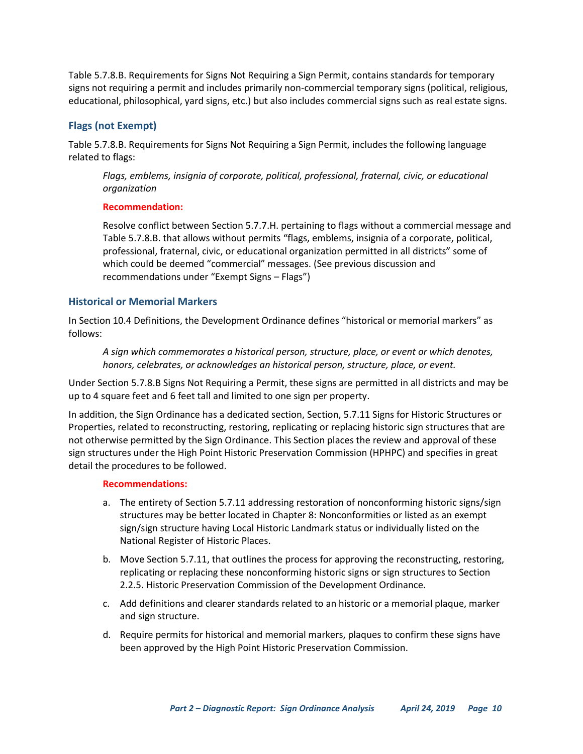Table 5.7.8.B. Requirements for Signs Not Requiring a Sign Permit, contains standards for temporary signs not requiring a permit and includes primarily non-commercial temporary signs (political, religious, educational, philosophical, yard signs, etc.) but also includes commercial signs such as real estate signs.

### Flags (not Exempt)

Table 5.7.8.B. Requirements for Signs Not Requiring a Sign Permit, includes the following language related to flags:

> *Flags, emblems, insignia of corporate, political, professional, fraternal, civic, or educational organization*
>
> **Recommendation:**
>
> Resolve conflict between Section 5.7.7.H. pertaining to flags without a commercial message and Table 5.7.8.B. that allows without permits "flags, emblems, insignia of a corporate, political, professional, fraternal, civic, or educational organization permitted in all districts" some of which could be deemed "commercial" messages. (See previous discussion and recommendations under "Exempt Signs – Flags")

### Historical or Memorial Markers

In Section 10.4 Definitions, the Development Ordinance defines "historical or memorial markers" as follows:

> *A sign which commemorates a historical person, structure, place, or event or which denotes, honors, celebrates, or acknowledges an historical person, structure, place, or event.*

Under Section 5.7.8.B Signs Not Requiring a Permit, these signs are permitted in all districts and may be up to 4 square feet and 6 feet tall and limited to one sign per property.

In addition, the Sign Ordinance has a dedicated section, Section, 5.7.11 Signs for Historic Structures or Properties, related to reconstructing, restoring, replicating or replacing historic sign structures that are not otherwise permitted by the Sign Ordinance. This Section places the review and approval of these sign structures under the High Point Historic Preservation Commission (HPHPC) and specifies in great detail the procedures to be followed.

**Recommendations:**

a. The entirety of Section 5.7.11 addressing restoration of nonconforming historic signs/sign structures may be better located in Chapter 8: Nonconformities or listed as an exempt sign/sign structure having Local Historic Landmark status or individually listed on the National Register of Historic Places.

b. Move Section 5.7.11, that outlines the process for approving the reconstructing, restoring, replicating or replacing these nonconforming historic signs or sign structures to Section 2.2.5. Historic Preservation Commission of the Development Ordinance.

c. Add definitions and clearer standards related to an historic or a memorial plaque, marker and sign structure.

d. Require permits for historical and memorial markers, plaques to confirm these signs have been approved by the High Point Historic Preservation Commission.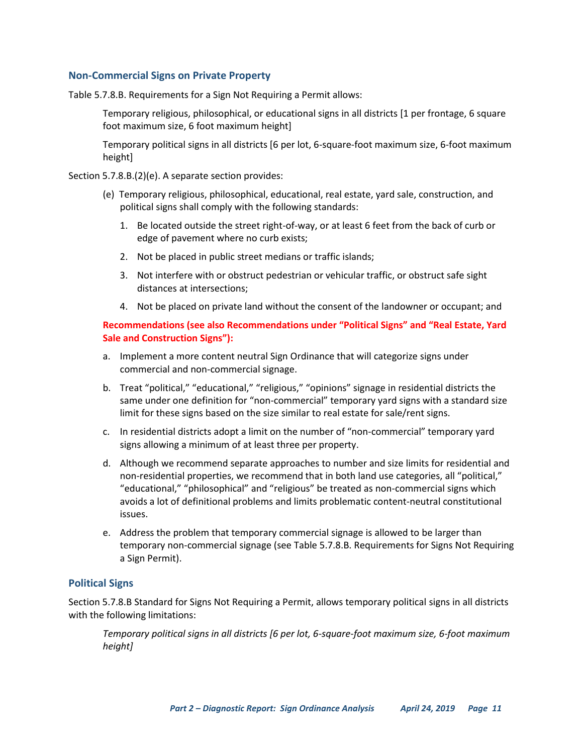### Non-Commercial Signs on Private Property

Table 5.7.8.B. Requirements for a Sign Not Requiring a Permit allows:

> Temporary religious, philosophical, or educational signs in all districts [1 per frontage, 6 square foot maximum size, 6 foot maximum height]
>
> Temporary political signs in all districts [6 per lot, 6-square-foot maximum size, 6-foot maximum height]

Section 5.7.8.B.(2)(e). A separate section provides:

> (e) Temporary religious, philosophical, educational, real estate, yard sale, construction, and political signs shall comply with the following standards:
>
> 1. Be located outside the street right-of-way, or at least 6 feet from the back of curb or edge of pavement where no curb exists;
> 2. Not be placed in public street medians or traffic islands;
> 3. Not interfere with or obstruct pedestrian or vehicular traffic, or obstruct safe sight distances at intersections;
> 4. Not be placed on private land without the consent of the landowner or occupant; and

**Recommendations (see also Recommendations under "Political Signs" and "Real Estate, Yard Sale and Construction Signs"):**

a. Implement a more content neutral Sign Ordinance that will categorize signs under commercial and non-commercial signage.

b. Treat "political," "educational," "religious," "opinions" signage in residential districts the same under one definition for "non-commercial" temporary yard signs with a standard size limit for these signs based on the size similar to real estate for sale/rent signs.

c. In residential districts adopt a limit on the number of "non-commercial" temporary yard signs allowing a minimum of at least three per property.

d. Although we recommend separate approaches to number and size limits for residential and non-residential properties, we recommend that in both land use categories, all "political," "educational," "philosophical" and "religious" be treated as non-commercial signs which avoids a lot of definitional problems and limits problematic content-neutral constitutional issues.

e. Address the problem that temporary commercial signage is allowed to be larger than temporary non-commercial signage (see Table 5.7.8.B. Requirements for Signs Not Requiring a Sign Permit).

### Political Signs

Section 5.7.8.B Standard for Signs Not Requiring a Permit, allows temporary political signs in all districts with the following limitations:

> *Temporary political signs in all districts [6 per lot, 6-square-foot maximum size, 6-foot maximum height]*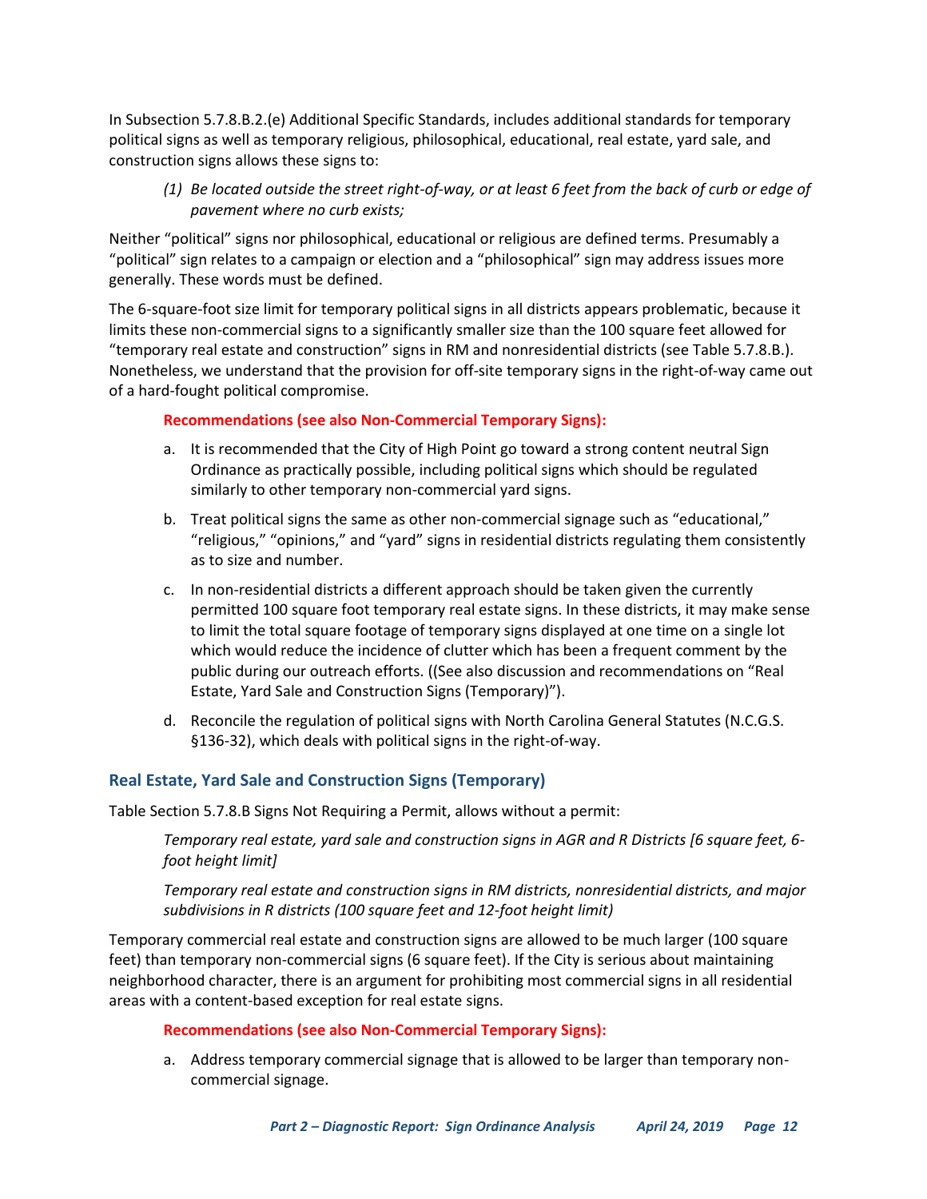In Subsection 5.7.8.B.2.(e) Additional Specific Standards, includes additional standards for temporary political signs as well as temporary religious, philosophical, educational, real estate, yard sale, and construction signs allows these signs to:

> *(1) Be located outside the street right-of-way, or at least 6 feet from the back of curb or edge of pavement where no curb exists;*

Neither "political" signs nor philosophical, educational or religious are defined terms. Presumably a "political" sign relates to a campaign or election and a "philosophical" sign may address issues more generally. These words must be defined.

The 6-square-foot size limit for temporary political signs in all districts appears problematic, because it limits these non-commercial signs to a significantly smaller size than the 100 square feet allowed for "temporary real estate and construction" signs in RM and nonresidential districts (see Table 5.7.8.B.). Nonetheless, we understand that the provision for off-site temporary signs in the right-of-way came out of a hard-fought political compromise.

**Recommendations (see also Non-Commercial Temporary Signs):**

a. It is recommended that the City of High Point go toward a strong content neutral Sign Ordinance as practically possible, including political signs which should be regulated similarly to other temporary non-commercial yard signs.

b. Treat political signs the same as other non-commercial signage such as "educational," "religious," "opinions," and "yard" signs in residential districts regulating them consistently as to size and number.

c. In non-residential districts a different approach should be taken given the currently permitted 100 square foot temporary real estate signs. In these districts, it may make sense to limit the total square footage of temporary signs displayed at one time on a single lot which would reduce the incidence of clutter which has been a frequent comment by the public during our outreach efforts. ((See also discussion and recommendations on "Real Estate, Yard Sale and Construction Signs (Temporary)").

d. Reconcile the regulation of political signs with North Carolina General Statutes (N.C.G.S. §136-32), which deals with political signs in the right-of-way.

### Real Estate, Yard Sale and Construction Signs (Temporary)

Table Section 5.7.8.B Signs Not Requiring a Permit, allows without a permit:

> *Temporary real estate, yard sale and construction signs in AGR and R Districts [6 square feet, 6-foot height limit]*
>
> *Temporary real estate and construction signs in RM districts, nonresidential districts, and major subdivisions in R districts (100 square feet and 12-foot height limit)*

Temporary commercial real estate and construction signs are allowed to be much larger (100 square feet) than temporary non-commercial signs (6 square feet). If the City is serious about maintaining neighborhood character, there is an argument for prohibiting most commercial signs in all residential areas with a content-based exception for real estate signs.

**Recommendations (see also Non-Commercial Temporary Signs):**

a. Address temporary commercial signage that is allowed to be larger than temporary non-commercial signage.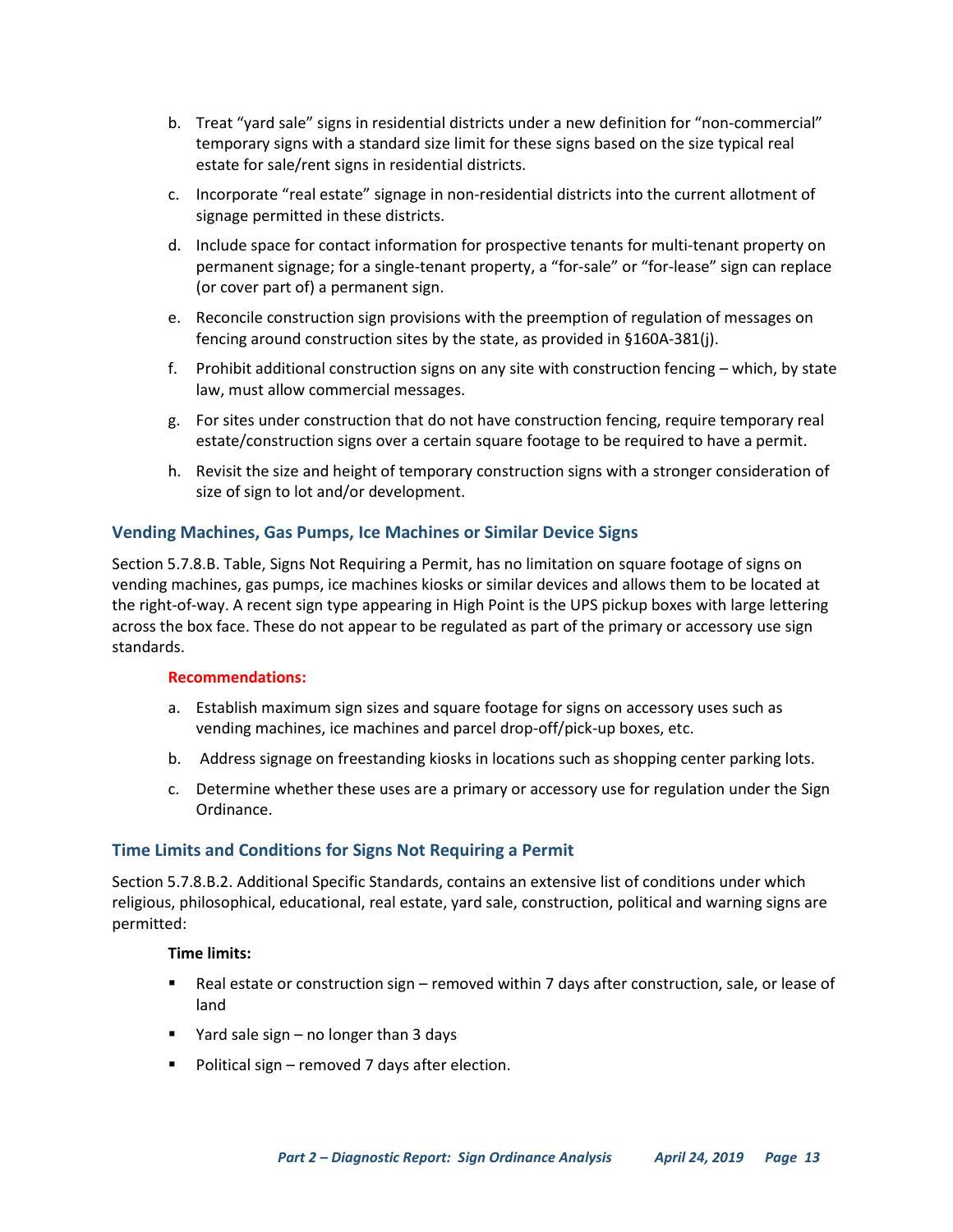b. Treat "yard sale" signs in residential districts under a new definition for "non-commercial" temporary signs with a standard size limit for these signs based on the size typical real estate for sale/rent signs in residential districts.

c. Incorporate "real estate" signage in non-residential districts into the current allotment of signage permitted in these districts.

d. Include space for contact information for prospective tenants for multi-tenant property on permanent signage; for a single-tenant property, a "for-sale" or "for-lease" sign can replace (or cover part of) a permanent sign.

e. Reconcile construction sign provisions with the preemption of regulation of messages on fencing around construction sites by the state, as provided in §160A-381(j).

f. Prohibit additional construction signs on any site with construction fencing – which, by state law, must allow commercial messages.

g. For sites under construction that do not have construction fencing, require temporary real estate/construction signs over a certain square footage to be required to have a permit.

h. Revisit the size and height of temporary construction signs with a stronger consideration of size of sign to lot and/or development.

### Vending Machines, Gas Pumps, Ice Machines or Similar Device Signs

Section 5.7.8.B. Table, Signs Not Requiring a Permit, has no limitation on square footage of signs on vending machines, gas pumps, ice machines kiosks or similar devices and allows them to be located at the right-of-way. A recent sign type appearing in High Point is the UPS pickup boxes with large lettering across the box face. These do not appear to be regulated as part of the primary or accessory use sign standards.

**Recommendations:**

a. Establish maximum sign sizes and square footage for signs on accessory uses such as vending machines, ice machines and parcel drop-off/pick-up boxes, etc.

b. Address signage on freestanding kiosks in locations such as shopping center parking lots.

c. Determine whether these uses are a primary or accessory use for regulation under the Sign Ordinance.

### Time Limits and Conditions for Signs Not Requiring a Permit

Section 5.7.8.B.2. Additional Specific Standards, contains an extensive list of conditions under which religious, philosophical, educational, real estate, yard sale, construction, political and warning signs are permitted:

**Time limits:**

- Real estate or construction sign – removed within 7 days after construction, sale, or lease of land
- Yard sale sign – no longer than 3 days
- Political sign – removed 7 days after election.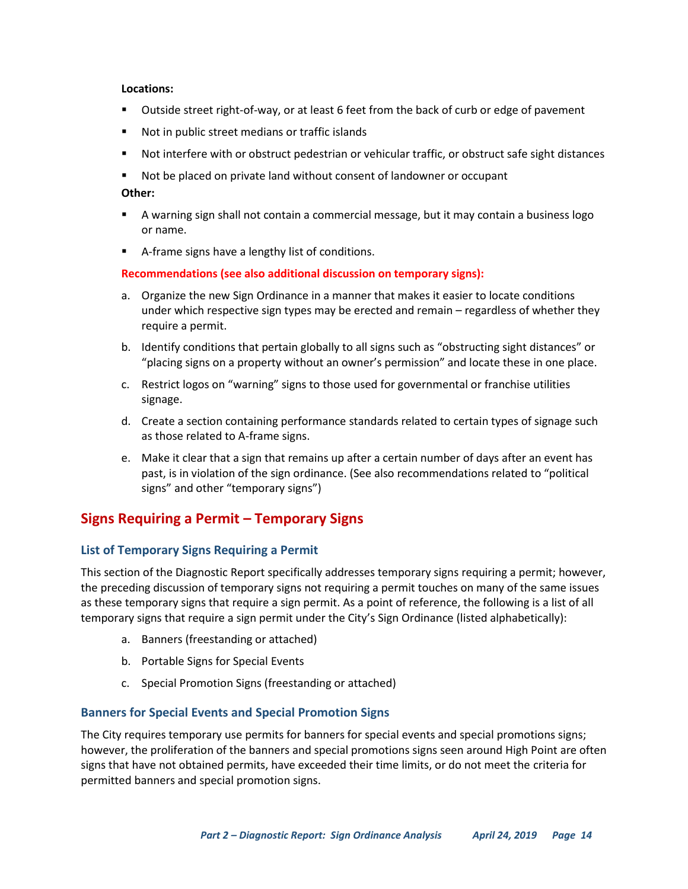**Locations:**

- Outside street right-of-way, or at least 6 feet from the back of curb or edge of pavement
- Not in public street medians or traffic islands
- Not interfere with or obstruct pedestrian or vehicular traffic, or obstruct safe sight distances
- Not be placed on private land without consent of landowner or occupant

**Other:**

- A warning sign shall not contain a commercial message, but it may contain a business logo or name.
- A-frame signs have a lengthy list of conditions.

**Recommendations (see also additional discussion on temporary signs):**

a. Organize the new Sign Ordinance in a manner that makes it easier to locate conditions under which respective sign types may be erected and remain – regardless of whether they require a permit.

b. Identify conditions that pertain globally to all signs such as “obstructing sight distances” or “placing signs on a property without an owner’s permission” and locate these in one place.

c. Restrict logos on “warning” signs to those used for governmental or franchise utilities signage.

d. Create a section containing performance standards related to certain types of signage such as those related to A-frame signs.

e. Make it clear that a sign that remains up after a certain number of days after an event has past, is in violation of the sign ordinance. (See also recommendations related to “political signs” and other “temporary signs”)

## Signs Requiring a Permit – Temporary Signs

### List of Temporary Signs Requiring a Permit

This section of the Diagnostic Report specifically addresses temporary signs requiring a permit; however, the preceding discussion of temporary signs not requiring a permit touches on many of the same issues as these temporary signs that require a sign permit. As a point of reference, the following is a list of all temporary signs that require a sign permit under the City’s Sign Ordinance (listed alphabetically):

a. Banners (freestanding or attached)

b. Portable Signs for Special Events

c. Special Promotion Signs (freestanding or attached)

### Banners for Special Events and Special Promotion Signs

The City requires temporary use permits for banners for special events and special promotions signs; however, the proliferation of the banners and special promotions signs seen around High Point are often signs that have not obtained permits, have exceeded their time limits, or do not meet the criteria for permitted banners and special promotion signs.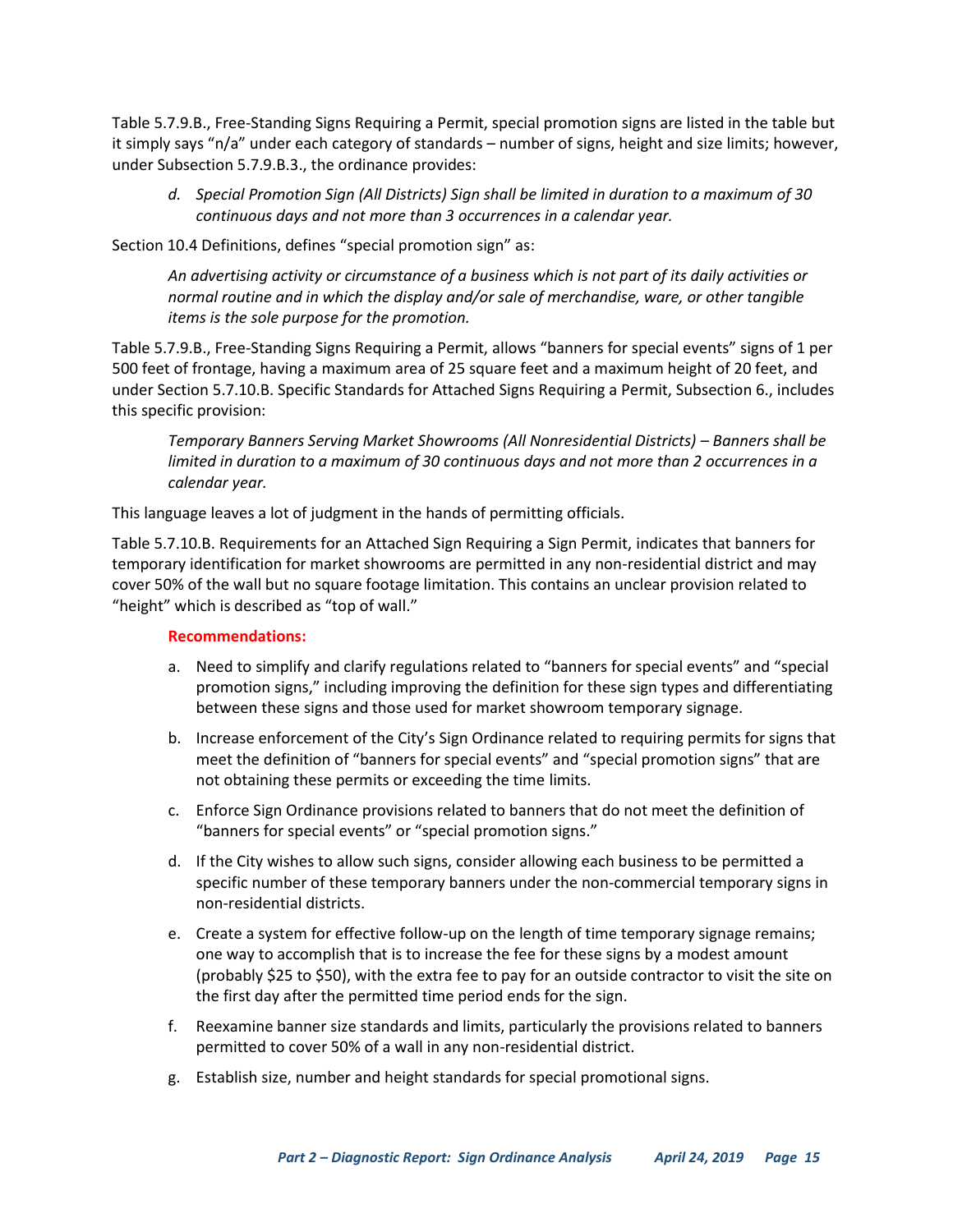Table 5.7.9.B., Free-Standing Signs Requiring a Permit, special promotion signs are listed in the table but it simply says "n/a" under each category of standards – number of signs, height and size limits; however, under Subsection 5.7.9.B.3., the ordinance provides:

> d. *Special Promotion Sign (All Districts) Sign shall be limited in duration to a maximum of 30 continuous days and not more than 3 occurrences in a calendar year.*

Section 10.4 Definitions, defines "special promotion sign" as:

> *An advertising activity or circumstance of a business which is not part of its daily activities or normal routine and in which the display and/or sale of merchandise, ware, or other tangible items is the sole purpose for the promotion.*

Table 5.7.9.B., Free-Standing Signs Requiring a Permit, allows "banners for special events" signs of 1 per 500 feet of frontage, having a maximum area of 25 square feet and a maximum height of 20 feet, and under Section 5.7.10.B. Specific Standards for Attached Signs Requiring a Permit, Subsection 6., includes this specific provision:

> *Temporary Banners Serving Market Showrooms (All Nonresidential Districts) – Banners shall be limited in duration to a maximum of 30 continuous days and not more than 2 occurrences in a calendar year.*

This language leaves a lot of judgment in the hands of permitting officials.

Table 5.7.10.B. Requirements for an Attached Sign Requiring a Sign Permit, indicates that banners for temporary identification for market showrooms are permitted in any non-residential district and may cover 50% of the wall but no square footage limitation. This contains an unclear provision related to "height" which is described as "top of wall."

**Recommendations:**

a. Need to simplify and clarify regulations related to "banners for special events" and "special promotion signs," including improving the definition for these sign types and differentiating between these signs and those used for market showroom temporary signage.

b. Increase enforcement of the City's Sign Ordinance related to requiring permits for signs that meet the definition of "banners for special events" and "special promotion signs" that are not obtaining these permits or exceeding the time limits.

c. Enforce Sign Ordinance provisions related to banners that do not meet the definition of "banners for special events" or "special promotion signs."

d. If the City wishes to allow such signs, consider allowing each business to be permitted a specific number of these temporary banners under the non-commercial temporary signs in non-residential districts.

e. Create a system for effective follow-up on the length of time temporary signage remains; one way to accomplish that is to increase the fee for these signs by a modest amount (probably $25 to $50), with the extra fee to pay for an outside contractor to visit the site on the first day after the permitted time period ends for the sign.

f. Reexamine banner size standards and limits, particularly the provisions related to banners permitted to cover 50% of a wall in any non-residential district.

g. Establish size, number and height standards for special promotional signs.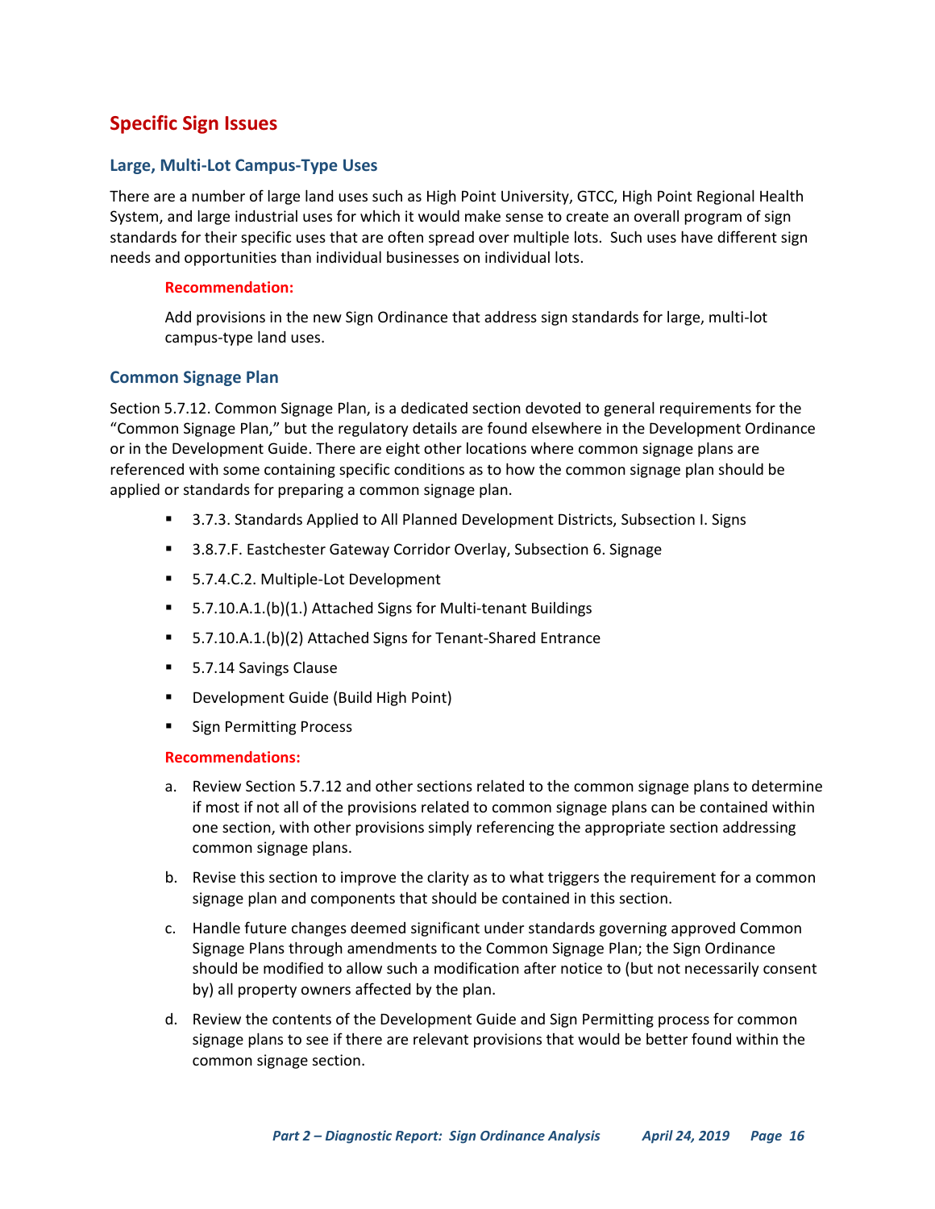## Specific Sign Issues

### Large, Multi-Lot Campus-Type Uses

There are a number of large land uses such as High Point University, GTCC, High Point Regional Health System, and large industrial uses for which it would make sense to create an overall program of sign standards for their specific uses that are often spread over multiple lots. Such uses have different sign needs and opportunities than individual businesses on individual lots.

**Recommendation:**

Add provisions in the new Sign Ordinance that address sign standards for large, multi-lot campus-type land uses.

### Common Signage Plan

Section 5.7.12. Common Signage Plan, is a dedicated section devoted to general requirements for the "Common Signage Plan," but the regulatory details are found elsewhere in the Development Ordinance or in the Development Guide. There are eight other locations where common signage plans are referenced with some containing specific conditions as to how the common signage plan should be applied or standards for preparing a common signage plan.

- 3.7.3. Standards Applied to All Planned Development Districts, Subsection I. Signs
- 3.8.7.F. Eastchester Gateway Corridor Overlay, Subsection 6. Signage
- 5.7.4.C.2. Multiple-Lot Development
- 5.7.10.A.1.(b)(1.) Attached Signs for Multi-tenant Buildings
- 5.7.10.A.1.(b)(2) Attached Signs for Tenant-Shared Entrance
- 5.7.14 Savings Clause
- Development Guide (Build High Point)
- Sign Permitting Process

**Recommendations:**

a. Review Section 5.7.12 and other sections related to the common signage plans to determine if most if not all of the provisions related to common signage plans can be contained within one section, with other provisions simply referencing the appropriate section addressing common signage plans.

b. Revise this section to improve the clarity as to what triggers the requirement for a common signage plan and components that should be contained in this section.

c. Handle future changes deemed significant under standards governing approved Common Signage Plans through amendments to the Common Signage Plan; the Sign Ordinance should be modified to allow such a modification after notice to (but not necessarily consent by) all property owners affected by the plan.

d. Review the contents of the Development Guide and Sign Permitting process for common signage plans to see if there are relevant provisions that would be better found within the common signage section.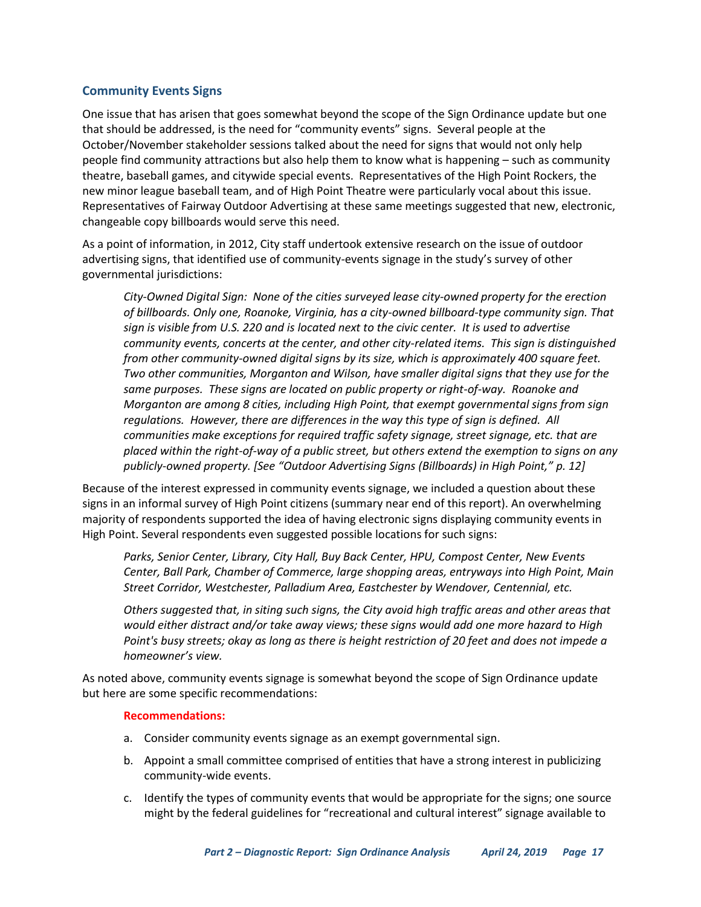### Community Events Signs

One issue that has arisen that goes somewhat beyond the scope of the Sign Ordinance update but one that should be addressed, is the need for "community events" signs. Several people at the October/November stakeholder sessions talked about the need for signs that would not only help people find community attractions but also help them to know what is happening – such as community theatre, baseball games, and citywide special events. Representatives of the High Point Rockers, the new minor league baseball team, and of High Point Theatre were particularly vocal about this issue. Representatives of Fairway Outdoor Advertising at these same meetings suggested that new, electronic, changeable copy billboards would serve this need.

As a point of information, in 2012, City staff undertook extensive research on the issue of outdoor advertising signs, that identified use of community-events signage in the study's survey of other governmental jurisdictions:

> *City-Owned Digital Sign: None of the cities surveyed lease city-owned property for the erection of billboards. Only one, Roanoke, Virginia, has a city-owned billboard-type community sign. That sign is visible from U.S. 220 and is located next to the civic center. It is used to advertise community events, concerts at the center, and other city-related items. This sign is distinguished from other community-owned digital signs by its size, which is approximately 400 square feet. Two other communities, Morganton and Wilson, have smaller digital signs that they use for the same purposes. These signs are located on public property or right-of-way. Roanoke and Morganton are among 8 cities, including High Point, that exempt governmental signs from sign regulations. However, there are differences in the way this type of sign is defined. All communities make exceptions for required traffic safety signage, street signage, etc. that are placed within the right-of-way of a public street, but others extend the exemption to signs on any publicly-owned property. [See "Outdoor Advertising Signs (Billboards) in High Point," p. 12]*

Because of the interest expressed in community events signage, we included a question about these signs in an informal survey of High Point citizens (summary near end of this report). An overwhelming majority of respondents supported the idea of having electronic signs displaying community events in High Point. Several respondents even suggested possible locations for such signs:

> *Parks, Senior Center, Library, City Hall, Buy Back Center, HPU, Compost Center, New Events Center, Ball Park, Chamber of Commerce, large shopping areas, entryways into High Point, Main Street Corridor, Westchester, Palladium Area, Eastchester by Wendover, Centennial, etc.*
>
> *Others suggested that, in siting such signs, the City avoid high traffic areas and other areas that would either distract and/or take away views; these signs would add one more hazard to High Point's busy streets; okay as long as there is height restriction of 20 feet and does not impede a homeowner's view.*

As noted above, community events signage is somewhat beyond the scope of Sign Ordinance update but here are some specific recommendations:

**Recommendations:**

a. Consider community events signage as an exempt governmental sign.
b. Appoint a small committee comprised of entities that have a strong interest in publicizing community-wide events.
c. Identify the types of community events that would be appropriate for the signs; one source might by the federal guidelines for "recreational and cultural interest" signage available to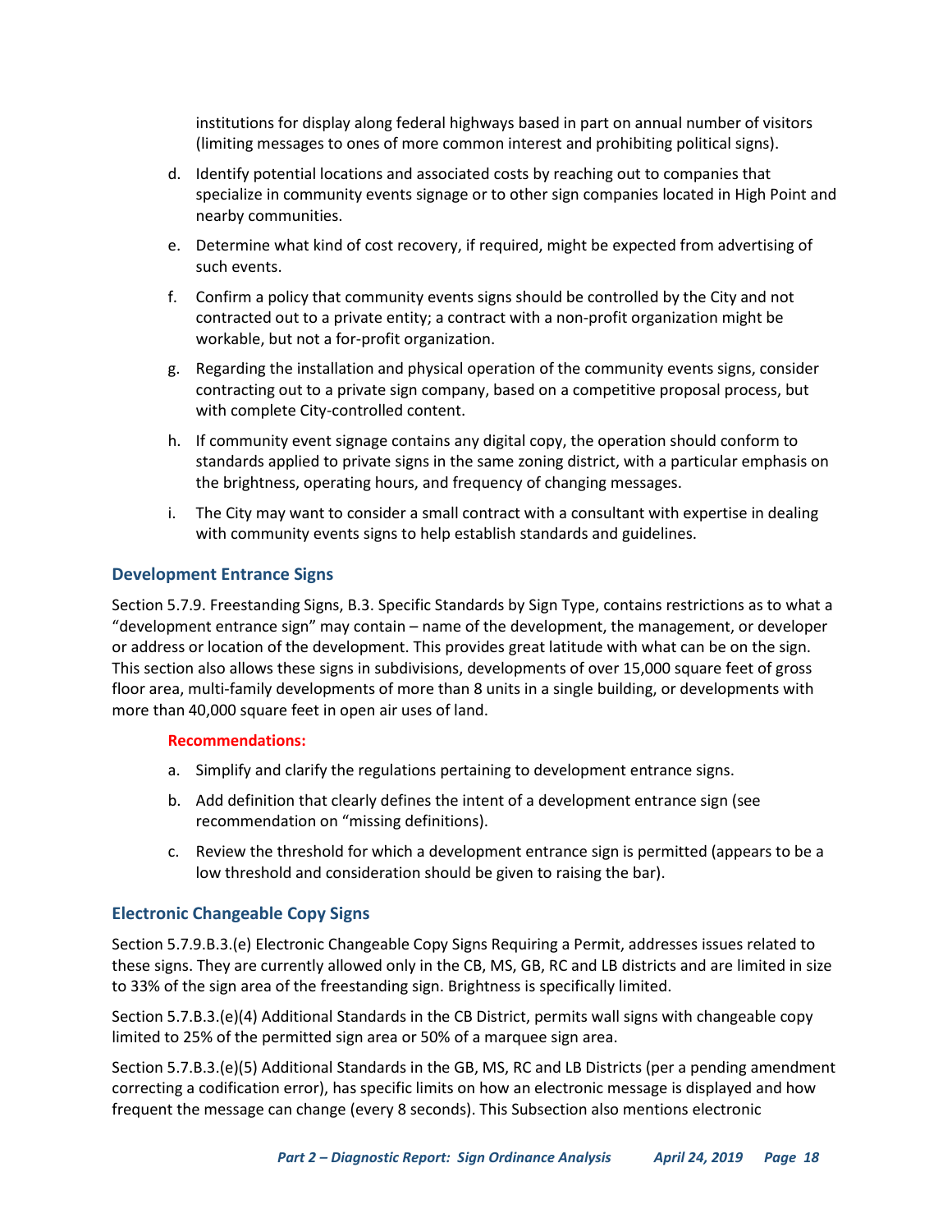institutions for display along federal highways based in part on annual number of visitors (limiting messages to ones of more common interest and prohibiting political signs).

d. Identify potential locations and associated costs by reaching out to companies that specialize in community events signage or to other sign companies located in High Point and nearby communities.

e. Determine what kind of cost recovery, if required, might be expected from advertising of such events.

f. Confirm a policy that community events signs should be controlled by the City and not contracted out to a private entity; a contract with a non-profit organization might be workable, but not a for-profit organization.

g. Regarding the installation and physical operation of the community events signs, consider contracting out to a private sign company, based on a competitive proposal process, but with complete City-controlled content.

h. If community event signage contains any digital copy, the operation should conform to standards applied to private signs in the same zoning district, with a particular emphasis on the brightness, operating hours, and frequency of changing messages.

i. The City may want to consider a small contract with a consultant with expertise in dealing with community events signs to help establish standards and guidelines.

### Development Entrance Signs

Section 5.7.9. Freestanding Signs, B.3. Specific Standards by Sign Type, contains restrictions as to what a "development entrance sign" may contain – name of the development, the management, or developer or address or location of the development. This provides great latitude with what can be on the sign. This section also allows these signs in subdivisions, developments of over 15,000 square feet of gross floor area, multi-family developments of more than 8 units in a single building, or developments with more than 40,000 square feet in open air uses of land.

**Recommendations:**

a. Simplify and clarify the regulations pertaining to development entrance signs.

b. Add definition that clearly defines the intent of a development entrance sign (see recommendation on "missing definitions).

c. Review the threshold for which a development entrance sign is permitted (appears to be a low threshold and consideration should be given to raising the bar).

### Electronic Changeable Copy Signs

Section 5.7.9.B.3.(e) Electronic Changeable Copy Signs Requiring a Permit, addresses issues related to these signs. They are currently allowed only in the CB, MS, GB, RC and LB districts and are limited in size to 33% of the sign area of the freestanding sign. Brightness is specifically limited.

Section 5.7.B.3.(e)(4) Additional Standards in the CB District, permits wall signs with changeable copy limited to 25% of the permitted sign area or 50% of a marquee sign area.

Section 5.7.B.3.(e)(5) Additional Standards in the GB, MS, RC and LB Districts (per a pending amendment correcting a codification error), has specific limits on how an electronic message is displayed and how frequent the message can change (every 8 seconds). This Subsection also mentions electronic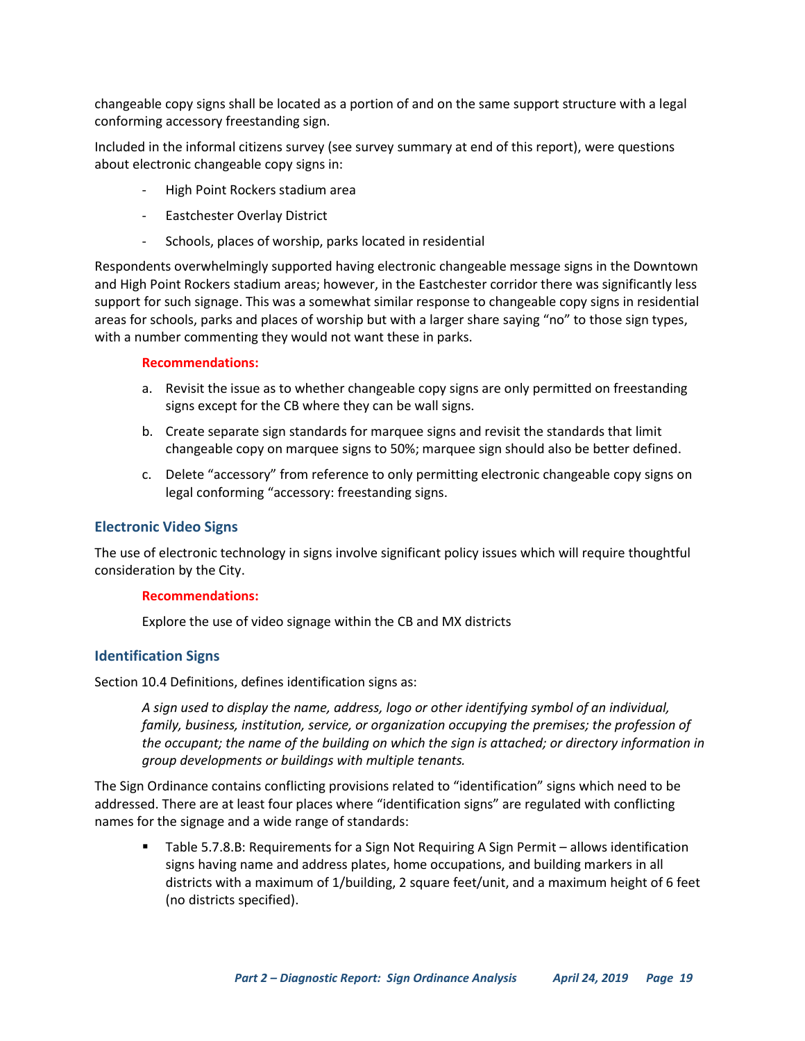changeable copy signs shall be located as a portion of and on the same support structure with a legal conforming accessory freestanding sign.

Included in the informal citizens survey (see survey summary at end of this report), were questions about electronic changeable copy signs in:

- High Point Rockers stadium area
- Eastchester Overlay District
- Schools, places of worship, parks located in residential

Respondents overwhelmingly supported having electronic changeable message signs in the Downtown and High Point Rockers stadium areas; however, in the Eastchester corridor there was significantly less support for such signage. This was a somewhat similar response to changeable copy signs in residential areas for schools, parks and places of worship but with a larger share saying "no" to those sign types, with a number commenting they would not want these in parks.

**Recommendations:**

a. Revisit the issue as to whether changeable copy signs are only permitted on freestanding signs except for the CB where they can be wall signs.

b. Create separate sign standards for marquee signs and revisit the standards that limit changeable copy on marquee signs to 50%; marquee sign should also be better defined.

c. Delete "accessory" from reference to only permitting electronic changeable copy signs on legal conforming "accessory: freestanding signs.

### Electronic Video Signs

The use of electronic technology in signs involve significant policy issues which will require thoughtful consideration by the City.

**Recommendations:**

Explore the use of video signage within the CB and MX districts

### Identification Signs

Section 10.4 Definitions, defines identification signs as:

*A sign used to display the name, address, logo or other identifying symbol of an individual, family, business, institution, service, or organization occupying the premises; the profession of the occupant; the name of the building on which the sign is attached; or directory information in group developments or buildings with multiple tenants.*

The Sign Ordinance contains conflicting provisions related to "identification" signs which need to be addressed. There are at least four places where "identification signs" are regulated with conflicting names for the signage and a wide range of standards:

- Table 5.7.8.B: Requirements for a Sign Not Requiring A Sign Permit – allows identification signs having name and address plates, home occupations, and building markers in all districts with a maximum of 1/building, 2 square feet/unit, and a maximum height of 6 feet (no districts specified).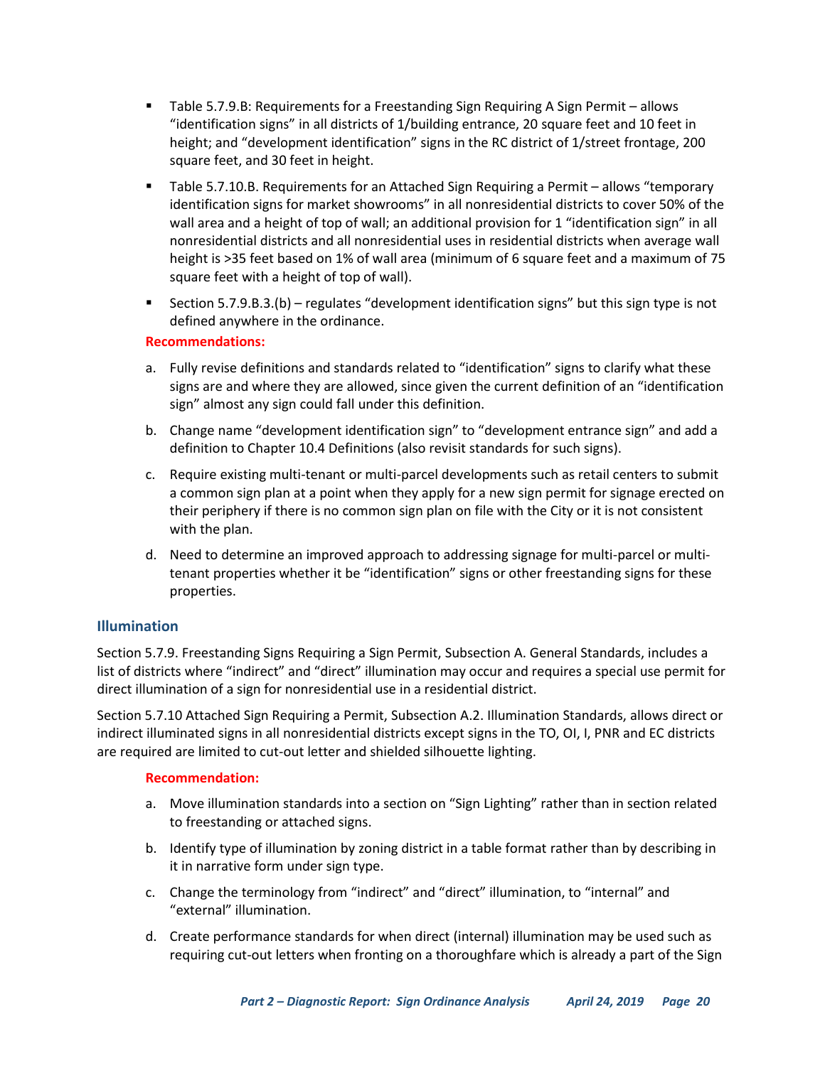- Table 5.7.9.B: Requirements for a Freestanding Sign Requiring A Sign Permit – allows "identification signs" in all districts of 1/building entrance, 20 square feet and 10 feet in height; and "development identification" signs in the RC district of 1/street frontage, 200 square feet, and 30 feet in height.
- Table 5.7.10.B. Requirements for an Attached Sign Requiring a Permit – allows "temporary identification signs for market showrooms" in all nonresidential districts to cover 50% of the wall area and a height of top of wall; an additional provision for 1 "identification sign" in all nonresidential districts and all nonresidential uses in residential districts when average wall height is >35 feet based on 1% of wall area (minimum of 6 square feet and a maximum of 75 square feet with a height of top of wall).
- Section 5.7.9.B.3.(b) – regulates "development identification signs" but this sign type is not defined anywhere in the ordinance.

**Recommendations:**

a. Fully revise definitions and standards related to "identification" signs to clarify what these signs are and where they are allowed, since given the current definition of an "identification sign" almost any sign could fall under this definition.

b. Change name "development identification sign" to "development entrance sign" and add a definition to Chapter 10.4 Definitions (also revisit standards for such signs).

c. Require existing multi-tenant or multi-parcel developments such as retail centers to submit a common sign plan at a point when they apply for a new sign permit for signage erected on their periphery if there is no common sign plan on file with the City or it is not consistent with the plan.

d. Need to determine an improved approach to addressing signage for multi-parcel or multi-tenant properties whether it be "identification" signs or other freestanding signs for these properties.

### Illumination

Section 5.7.9. Freestanding Signs Requiring a Sign Permit, Subsection A. General Standards, includes a list of districts where "indirect" and "direct" illumination may occur and requires a special use permit for direct illumination of a sign for nonresidential use in a residential district.

Section 5.7.10 Attached Sign Requiring a Permit, Subsection A.2. Illumination Standards, allows direct or indirect illuminated signs in all nonresidential districts except signs in the TO, OI, I, PNR and EC districts are required are limited to cut-out letter and shielded silhouette lighting.

**Recommendation:**

a. Move illumination standards into a section on "Sign Lighting" rather than in section related to freestanding or attached signs.

b. Identify type of illumination by zoning district in a table format rather than by describing in it in narrative form under sign type.

c. Change the terminology from "indirect" and "direct" illumination, to "internal" and "external" illumination.

d. Create performance standards for when direct (internal) illumination may be used such as requiring cut-out letters when fronting on a thoroughfare which is already a part of the Sign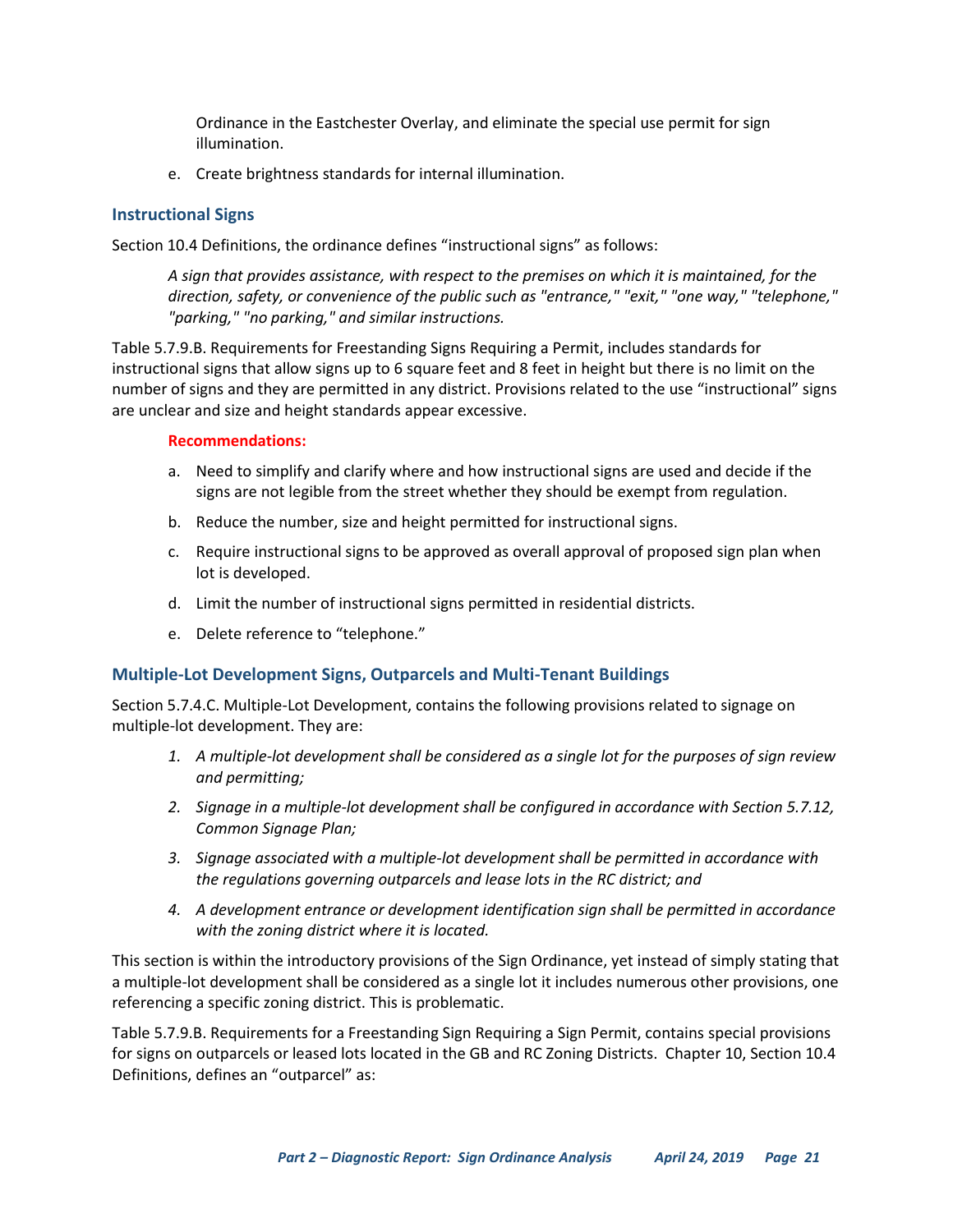Ordinance in the Eastchester Overlay, and eliminate the special use permit for sign illumination.

e. Create brightness standards for internal illumination.

### Instructional Signs

Section 10.4 Definitions, the ordinance defines "instructional signs" as follows:

> *A sign that provides assistance, with respect to the premises on which it is maintained, for the direction, safety, or convenience of the public such as "entrance," "exit," "one way," "telephone," "parking," "no parking," and similar instructions.*

Table 5.7.9.B. Requirements for Freestanding Signs Requiring a Permit, includes standards for instructional signs that allow signs up to 6 square feet and 8 feet in height but there is no limit on the number of signs and they are permitted in any district. Provisions related to the use "instructional" signs are unclear and size and height standards appear excessive.

**Recommendations:**

a. Need to simplify and clarify where and how instructional signs are used and decide if the signs are not legible from the street whether they should be exempt from regulation.

b. Reduce the number, size and height permitted for instructional signs.

c. Require instructional signs to be approved as overall approval of proposed sign plan when lot is developed.

d. Limit the number of instructional signs permitted in residential districts.

e. Delete reference to "telephone."

### Multiple-Lot Development Signs, Outparcels and Multi-Tenant Buildings

Section 5.7.4.C. Multiple-Lot Development, contains the following provisions related to signage on multiple-lot development. They are:

1. *A multiple-lot development shall be considered as a single lot for the purposes of sign review and permitting;*
2. *Signage in a multiple-lot development shall be configured in accordance with Section 5.7.12, Common Signage Plan;*
3. *Signage associated with a multiple-lot development shall be permitted in accordance with the regulations governing outparcels and lease lots in the RC district; and*
4. *A development entrance or development identification sign shall be permitted in accordance with the zoning district where it is located.*

This section is within the introductory provisions of the Sign Ordinance, yet instead of simply stating that a multiple-lot development shall be considered as a single lot it includes numerous other provisions, one referencing a specific zoning district. This is problematic.

Table 5.7.9.B. Requirements for a Freestanding Sign Requiring a Sign Permit, contains special provisions for signs on outparcels or leased lots located in the GB and RC Zoning Districts. Chapter 10, Section 10.4 Definitions, defines an "outparcel" as: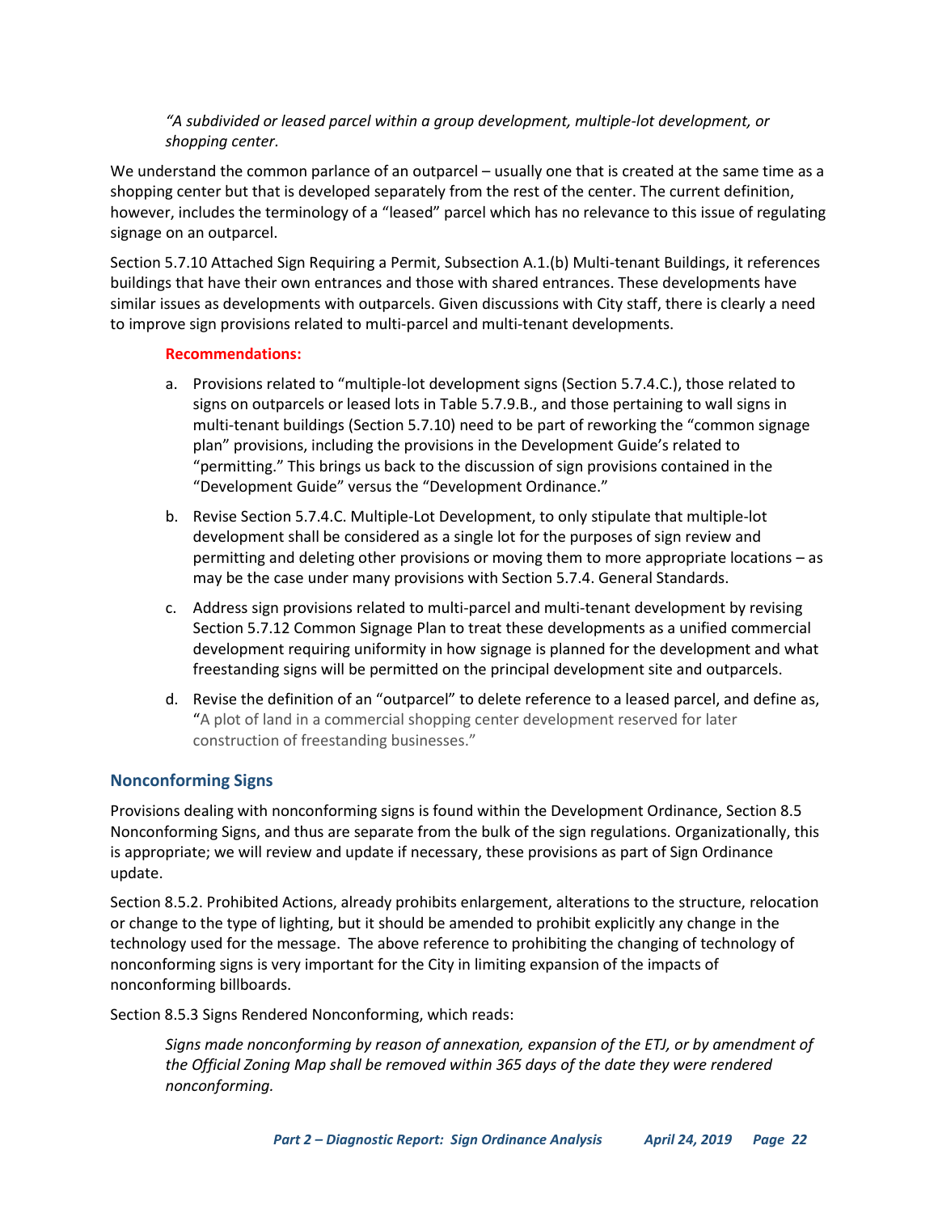*"A subdivided or leased parcel within a group development, multiple-lot development, or shopping center.*

We understand the common parlance of an outparcel – usually one that is created at the same time as a shopping center but that is developed separately from the rest of the center. The current definition, however, includes the terminology of a "leased" parcel which has no relevance to this issue of regulating signage on an outparcel.

Section 5.7.10 Attached Sign Requiring a Permit, Subsection A.1.(b) Multi-tenant Buildings, it references buildings that have their own entrances and those with shared entrances. These developments have similar issues as developments with outparcels. Given discussions with City staff, there is clearly a need to improve sign provisions related to multi-parcel and multi-tenant developments.

**Recommendations:**

a. Provisions related to "multiple-lot development signs (Section 5.7.4.C.), those related to signs on outparcels or leased lots in Table 5.7.9.B., and those pertaining to wall signs in multi-tenant buildings (Section 5.7.10) need to be part of reworking the "common signage plan" provisions, including the provisions in the Development Guide's related to "permitting." This brings us back to the discussion of sign provisions contained in the "Development Guide" versus the "Development Ordinance."

b. Revise Section 5.7.4.C. Multiple-Lot Development, to only stipulate that multiple-lot development shall be considered as a single lot for the purposes of sign review and permitting and deleting other provisions or moving them to more appropriate locations – as may be the case under many provisions with Section 5.7.4. General Standards.

c. Address sign provisions related to multi-parcel and multi-tenant development by revising Section 5.7.12 Common Signage Plan to treat these developments as a unified commercial development requiring uniformity in how signage is planned for the development and what freestanding signs will be permitted on the principal development site and outparcels.

d. Revise the definition of an "outparcel" to delete reference to a leased parcel, and define as, "A plot of land in a commercial shopping center development reserved for later construction of freestanding businesses."

## Nonconforming Signs

Provisions dealing with nonconforming signs is found within the Development Ordinance, Section 8.5 Nonconforming Signs, and thus are separate from the bulk of the sign regulations. Organizationally, this is appropriate; we will review and update if necessary, these provisions as part of Sign Ordinance update.

Section 8.5.2. Prohibited Actions, already prohibits enlargement, alterations to the structure, relocation or change to the type of lighting, but it should be amended to prohibit explicitly any change in the technology used for the message. The above reference to prohibiting the changing of technology of nonconforming signs is very important for the City in limiting expansion of the impacts of nonconforming billboards.

Section 8.5.3 Signs Rendered Nonconforming, which reads:

*Signs made nonconforming by reason of annexation, expansion of the ETJ, or by amendment of the Official Zoning Map shall be removed within 365 days of the date they were rendered nonconforming.*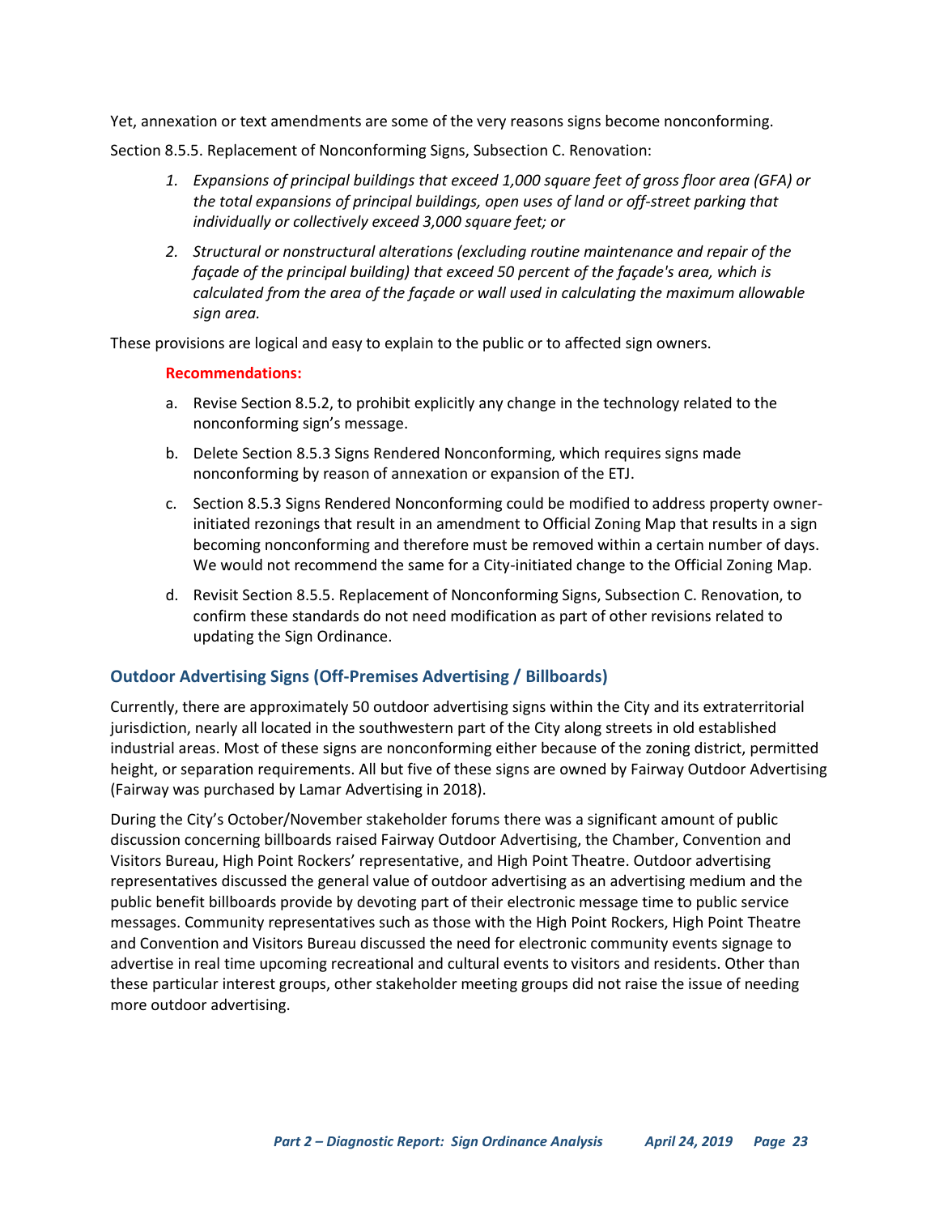Yet, annexation or text amendments are some of the very reasons signs become nonconforming.

Section 8.5.5. Replacement of Nonconforming Signs, Subsection C. Renovation:

1. *Expansions of principal buildings that exceed 1,000 square feet of gross floor area (GFA) or the total expansions of principal buildings, open uses of land or off-street parking that individually or collectively exceed 3,000 square feet; or*
2. *Structural or nonstructural alterations (excluding routine maintenance and repair of the façade of the principal building) that exceed 50 percent of the façade's area, which is calculated from the area of the façade or wall used in calculating the maximum allowable sign area.*

These provisions are logical and easy to explain to the public or to affected sign owners.

**Recommendations:**

a. Revise Section 8.5.2, to prohibit explicitly any change in the technology related to the nonconforming sign's message.

b. Delete Section 8.5.3 Signs Rendered Nonconforming, which requires signs made nonconforming by reason of annexation or expansion of the ETJ.

c. Section 8.5.3 Signs Rendered Nonconforming could be modified to address property owner-initiated rezonings that result in an amendment to Official Zoning Map that results in a sign becoming nonconforming and therefore must be removed within a certain number of days. We would not recommend the same for a City-initiated change to the Official Zoning Map.

d. Revisit Section 8.5.5. Replacement of Nonconforming Signs, Subsection C. Renovation, to confirm these standards do not need modification as part of other revisions related to updating the Sign Ordinance.

### Outdoor Advertising Signs (Off-Premises Advertising / Billboards)

Currently, there are approximately 50 outdoor advertising signs within the City and its extraterritorial jurisdiction, nearly all located in the southwestern part of the City along streets in old established industrial areas. Most of these signs are nonconforming either because of the zoning district, permitted height, or separation requirements. All but five of these signs are owned by Fairway Outdoor Advertising (Fairway was purchased by Lamar Advertising in 2018).

During the City's October/November stakeholder forums there was a significant amount of public discussion concerning billboards raised Fairway Outdoor Advertising, the Chamber, Convention and Visitors Bureau, High Point Rockers' representative, and High Point Theatre. Outdoor advertising representatives discussed the general value of outdoor advertising as an advertising medium and the public benefit billboards provide by devoting part of their electronic message time to public service messages. Community representatives such as those with the High Point Rockers, High Point Theatre and Convention and Visitors Bureau discussed the need for electronic community events signage to advertise in real time upcoming recreational and cultural events to visitors and residents. Other than these particular interest groups, other stakeholder meeting groups did not raise the issue of needing more outdoor advertising.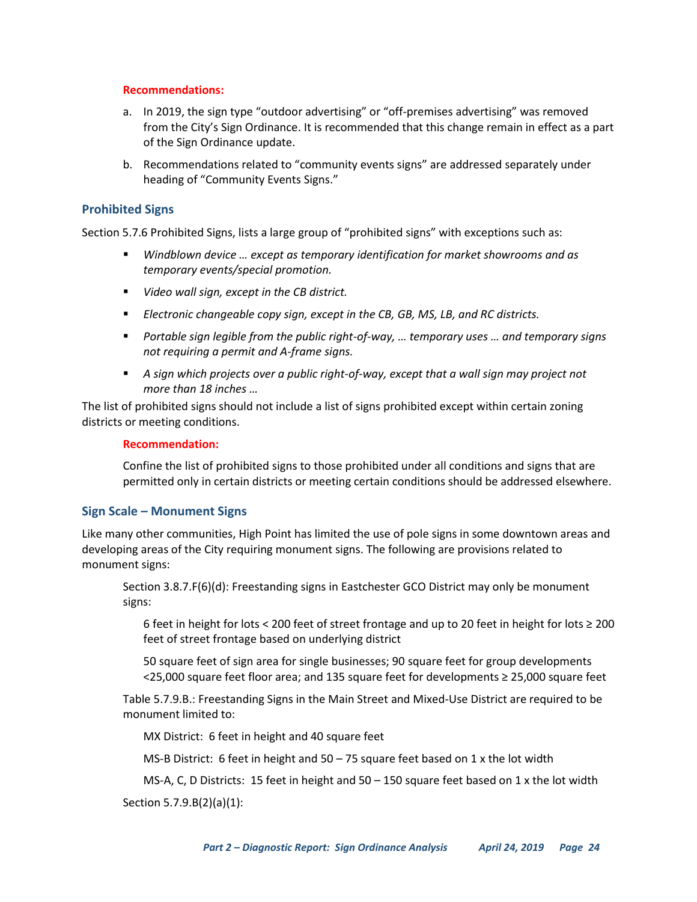**Recommendations:**

a. In 2019, the sign type “outdoor advertising” or “off-premises advertising” was removed from the City’s Sign Ordinance. It is recommended that this change remain in effect as a part of the Sign Ordinance update.

b. Recommendations related to “community events signs” are addressed separately under heading of “Community Events Signs.”

## Prohibited Signs

Section 5.7.6 Prohibited Signs, lists a large group of “prohibited signs” with exceptions such as:

- *Windblown device … except as temporary identification for market showrooms and as temporary events/special promotion.*
- *Video wall sign, except in the CB district.*
- *Electronic changeable copy sign, except in the CB, GB, MS, LB, and RC districts.*
- *Portable sign legible from the public right-of-way, … temporary uses … and temporary signs not requiring a permit and A-frame signs.*
- *A sign which projects over a public right-of-way, except that a wall sign may project not more than 18 inches …*

The list of prohibited signs should not include a list of signs prohibited except within certain zoning districts or meeting conditions.

**Recommendation:**

Confine the list of prohibited signs to those prohibited under all conditions and signs that are permitted only in certain districts or meeting certain conditions should be addressed elsewhere.

## Sign Scale – Monument Signs

Like many other communities, High Point has limited the use of pole signs in some downtown areas and developing areas of the City requiring monument signs. The following are provisions related to monument signs:

Section 3.8.7.F(6)(d): Freestanding signs in Eastchester GCO District may only be monument signs:

6 feet in height for lots < 200 feet of street frontage and up to 20 feet in height for lots ≥ 200 feet of street frontage based on underlying district

50 square feet of sign area for single businesses; 90 square feet for group developments <25,000 square feet floor area; and 135 square feet for developments ≥ 25,000 square feet

Table 5.7.9.B.: Freestanding Signs in the Main Street and Mixed-Use District are required to be monument limited to:

MX District: 6 feet in height and 40 square feet

MS-B District: 6 feet in height and 50 – 75 square feet based on 1 x the lot width

MS-A, C, D Districts: 15 feet in height and 50 – 150 square feet based on 1 x the lot width

Section 5.7.9.B(2)(a)(1):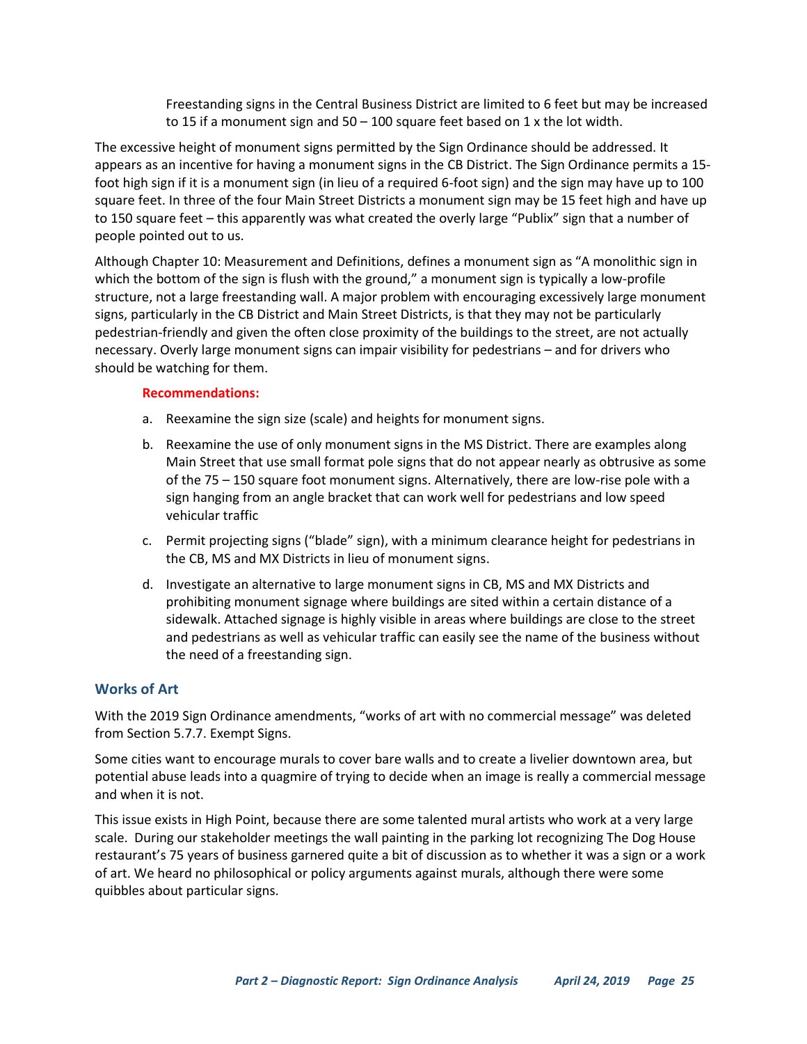Freestanding signs in the Central Business District are limited to 6 feet but may be increased to 15 if a monument sign and 50 – 100 square feet based on 1 x the lot width.

The excessive height of monument signs permitted by the Sign Ordinance should be addressed. It appears as an incentive for having a monument signs in the CB District. The Sign Ordinance permits a 15-foot high sign if it is a monument sign (in lieu of a required 6-foot sign) and the sign may have up to 100 square feet. In three of the four Main Street Districts a monument sign may be 15 feet high and have up to 150 square feet – this apparently was what created the overly large "Publix" sign that a number of people pointed out to us.

Although Chapter 10: Measurement and Definitions, defines a monument sign as "A monolithic sign in which the bottom of the sign is flush with the ground," a monument sign is typically a low-profile structure, not a large freestanding wall. A major problem with encouraging excessively large monument signs, particularly in the CB District and Main Street Districts, is that they may not be particularly pedestrian-friendly and given the often close proximity of the buildings to the street, are not actually necessary. Overly large monument signs can impair visibility for pedestrians – and for drivers who should be watching for them.

**Recommendations:**

a. Reexamine the sign size (scale) and heights for monument signs.

b. Reexamine the use of only monument signs in the MS District. There are examples along Main Street that use small format pole signs that do not appear nearly as obtrusive as some of the 75 – 150 square foot monument signs. Alternatively, there are low-rise pole with a sign hanging from an angle bracket that can work well for pedestrians and low speed vehicular traffic

c. Permit projecting signs ("blade" sign), with a minimum clearance height for pedestrians in the CB, MS and MX Districts in lieu of monument signs.

d. Investigate an alternative to large monument signs in CB, MS and MX Districts and prohibiting monument signage where buildings are sited within a certain distance of a sidewalk. Attached signage is highly visible in areas where buildings are close to the street and pedestrians as well as vehicular traffic can easily see the name of the business without the need of a freestanding sign.

## Works of Art

With the 2019 Sign Ordinance amendments, "works of art with no commercial message" was deleted from Section 5.7.7. Exempt Signs.

Some cities want to encourage murals to cover bare walls and to create a livelier downtown area, but potential abuse leads into a quagmire of trying to decide when an image is really a commercial message and when it is not.

This issue exists in High Point, because there are some talented mural artists who work at a very large scale. During our stakeholder meetings the wall painting in the parking lot recognizing The Dog House restaurant's 75 years of business garnered quite a bit of discussion as to whether it was a sign or a work of art. We heard no philosophical or policy arguments against murals, although there were some quibbles about particular signs.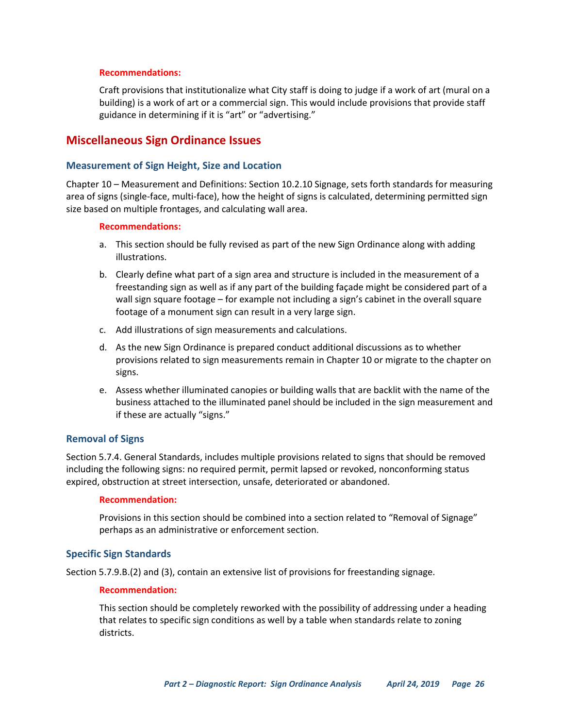**Recommendations:**

Craft provisions that institutionalize what City staff is doing to judge if a work of art (mural on a building) is a work of art or a commercial sign. This would include provisions that provide staff guidance in determining if it is "art" or "advertising."

## Miscellaneous Sign Ordinance Issues

### Measurement of Sign Height, Size and Location

Chapter 10 – Measurement and Definitions: Section 10.2.10 Signage, sets forth standards for measuring area of signs (single-face, multi-face), how the height of signs is calculated, determining permitted sign size based on multiple frontages, and calculating wall area.

**Recommendations:**

a. This section should be fully revised as part of the new Sign Ordinance along with adding illustrations.

b. Clearly define what part of a sign area and structure is included in the measurement of a freestanding sign as well as if any part of the building façade might be considered part of a wall sign square footage – for example not including a sign's cabinet in the overall square footage of a monument sign can result in a very large sign.

c. Add illustrations of sign measurements and calculations.

d. As the new Sign Ordinance is prepared conduct additional discussions as to whether provisions related to sign measurements remain in Chapter 10 or migrate to the chapter on signs.

e. Assess whether illuminated canopies or building walls that are backlit with the name of the business attached to the illuminated panel should be included in the sign measurement and if these are actually "signs."

### Removal of Signs

Section 5.7.4. General Standards, includes multiple provisions related to signs that should be removed including the following signs: no required permit, permit lapsed or revoked, nonconforming status expired, obstruction at street intersection, unsafe, deteriorated or abandoned.

**Recommendation:**

Provisions in this section should be combined into a section related to "Removal of Signage" perhaps as an administrative or enforcement section.

### Specific Sign Standards

Section 5.7.9.B.(2) and (3), contain an extensive list of provisions for freestanding signage.

**Recommendation:**

This section should be completely reworked with the possibility of addressing under a heading that relates to specific sign conditions as well by a table when standards relate to zoning districts.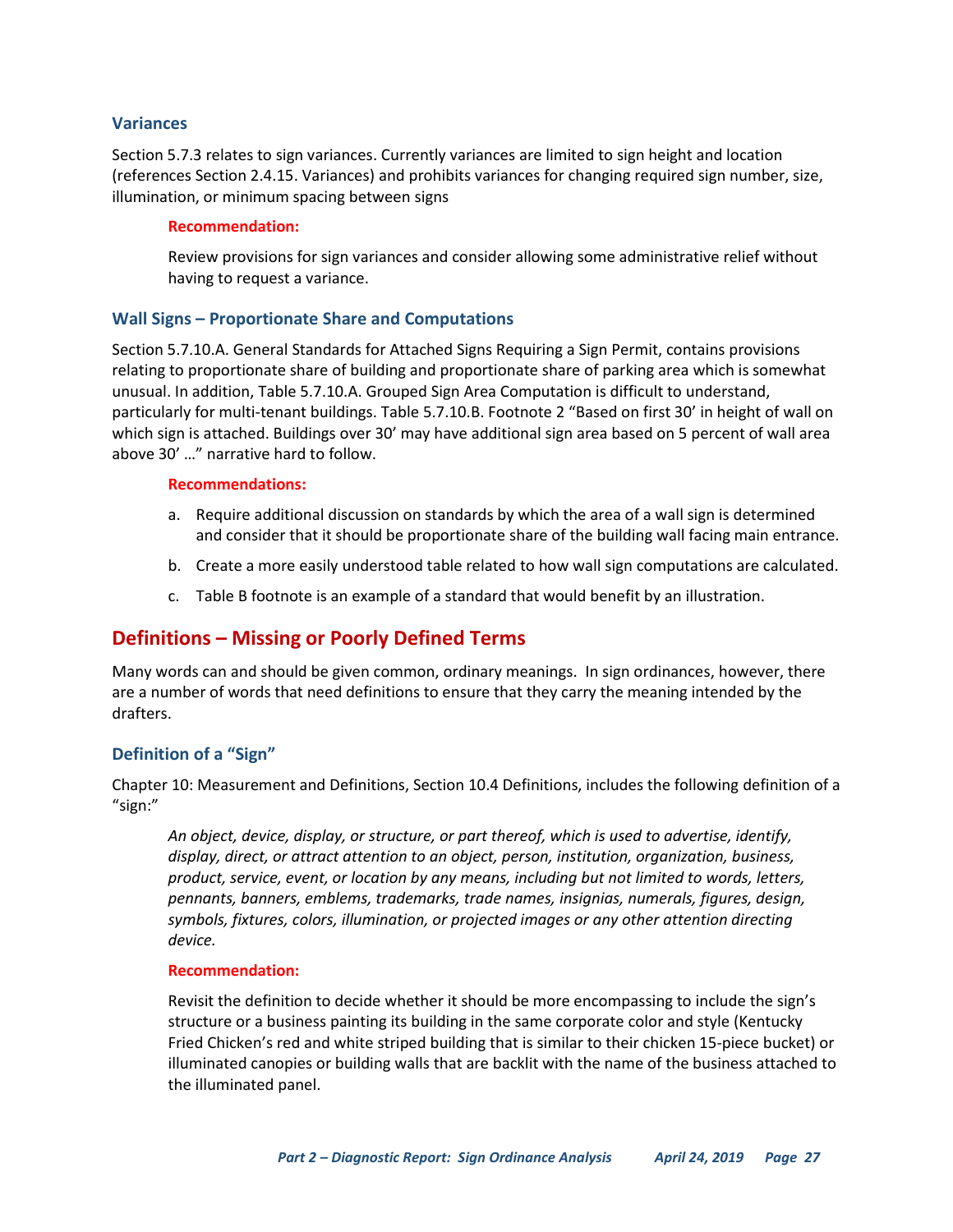### Variances

Section 5.7.3 relates to sign variances. Currently variances are limited to sign height and location (references Section 2.4.15. Variances) and prohibits variances for changing required sign number, size, illumination, or minimum spacing between signs

**Recommendation:**

Review provisions for sign variances and consider allowing some administrative relief without having to request a variance.

### Wall Signs – Proportionate Share and Computations

Section 5.7.10.A. General Standards for Attached Signs Requiring a Sign Permit, contains provisions relating to proportionate share of building and proportionate share of parking area which is somewhat unusual. In addition, Table 5.7.10.A. Grouped Sign Area Computation is difficult to understand, particularly for multi-tenant buildings. Table 5.7.10.B. Footnote 2 "Based on first 30' in height of wall on which sign is attached. Buildings over 30' may have additional sign area based on 5 percent of wall area above 30' …" narrative hard to follow.

**Recommendations:**

a. Require additional discussion on standards by which the area of a wall sign is determined and consider that it should be proportionate share of the building wall facing main entrance.
b. Create a more easily understood table related to how wall sign computations are calculated.
c. Table B footnote is an example of a standard that would benefit by an illustration.

## Definitions – Missing or Poorly Defined Terms

Many words can and should be given common, ordinary meanings. In sign ordinances, however, there are a number of words that need definitions to ensure that they carry the meaning intended by the drafters.

### Definition of a "Sign"

Chapter 10: Measurement and Definitions, Section 10.4 Definitions, includes the following definition of a "sign:"

*An object, device, display, or structure, or part thereof, which is used to advertise, identify, display, direct, or attract attention to an object, person, institution, organization, business, product, service, event, or location by any means, including but not limited to words, letters, pennants, banners, emblems, trademarks, trade names, insignias, numerals, figures, design, symbols, fixtures, colors, illumination, or projected images or any other attention directing device.*

**Recommendation:**

Revisit the definition to decide whether it should be more encompassing to include the sign's structure or a business painting its building in the same corporate color and style (Kentucky Fried Chicken's red and white striped building that is similar to their chicken 15-piece bucket) or illuminated canopies or building walls that are backlit with the name of the business attached to the illuminated panel.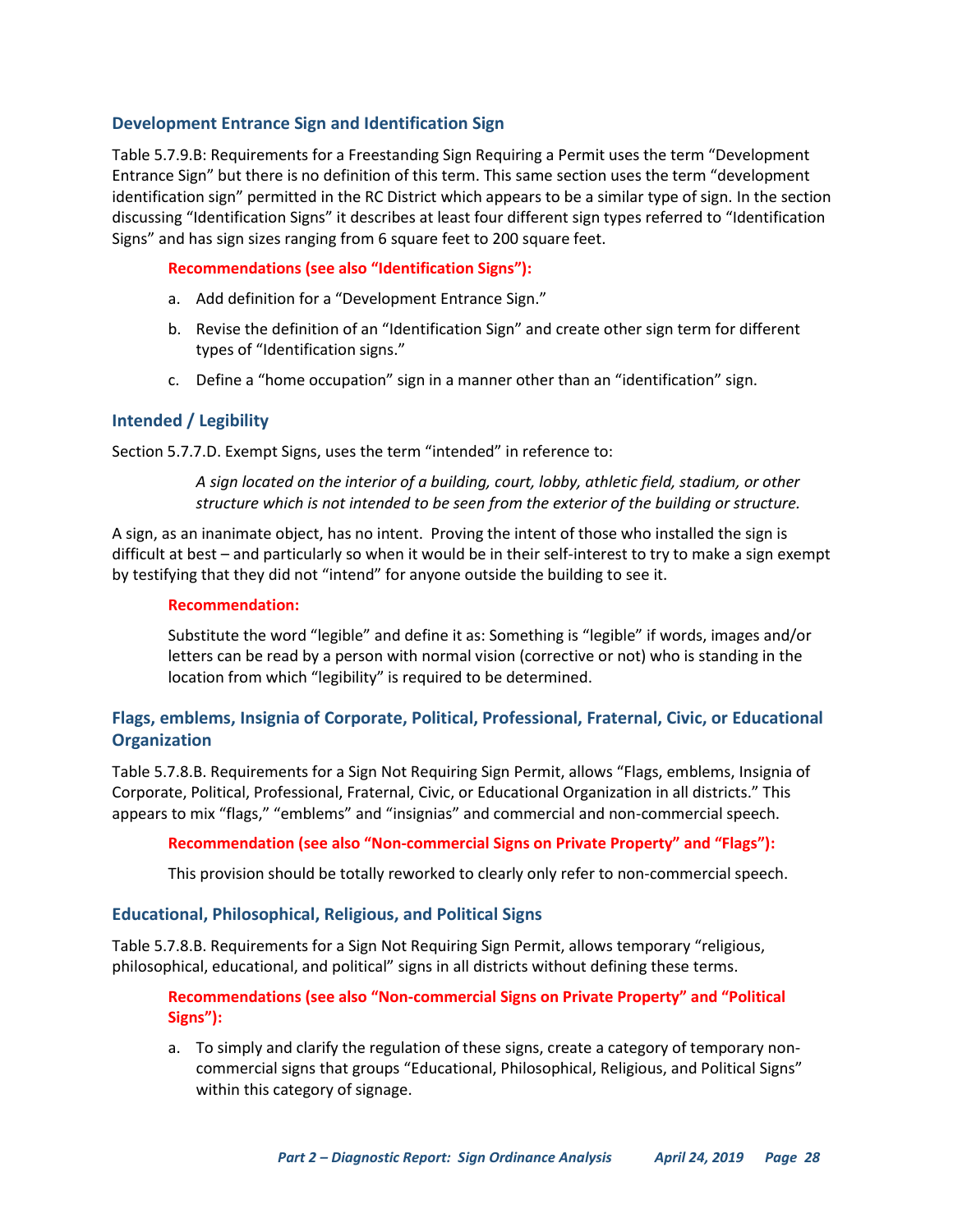### Development Entrance Sign and Identification Sign

Table 5.7.9.B: Requirements for a Freestanding Sign Requiring a Permit uses the term "Development Entrance Sign" but there is no definition of this term. This same section uses the term "development identification sign" permitted in the RC District which appears to be a similar type of sign. In the section discussing "Identification Signs" it describes at least four different sign types referred to "Identification Signs" and has sign sizes ranging from 6 square feet to 200 square feet.

**Recommendations (see also "Identification Signs"):**

a. Add definition for a "Development Entrance Sign."

b. Revise the definition of an "Identification Sign" and create other sign term for different types of "Identification signs."

c. Define a "home occupation" sign in a manner other than an "identification" sign.

### Intended / Legibility

Section 5.7.7.D. Exempt Signs, uses the term "intended" in reference to:

> *A sign located on the interior of a building, court, lobby, athletic field, stadium, or other structure which is not intended to be seen from the exterior of the building or structure.*

A sign, as an inanimate object, has no intent. Proving the intent of those who installed the sign is difficult at best – and particularly so when it would be in their self-interest to try to make a sign exempt by testifying that they did not "intend" for anyone outside the building to see it.

**Recommendation:**

Substitute the word "legible" and define it as: Something is "legible" if words, images and/or letters can be read by a person with normal vision (corrective or not) who is standing in the location from which "legibility" is required to be determined.

### Flags, emblems, Insignia of Corporate, Political, Professional, Fraternal, Civic, or Educational Organization

Table 5.7.8.B. Requirements for a Sign Not Requiring Sign Permit, allows "Flags, emblems, Insignia of Corporate, Political, Professional, Fraternal, Civic, or Educational Organization in all districts." This appears to mix "flags," "emblems" and "insignias" and commercial and non-commercial speech.

**Recommendation (see also "Non-commercial Signs on Private Property" and "Flags"):**

This provision should be totally reworked to clearly only refer to non-commercial speech.

### Educational, Philosophical, Religious, and Political Signs

Table 5.7.8.B. Requirements for a Sign Not Requiring Sign Permit, allows temporary "religious, philosophical, educational, and political" signs in all districts without defining these terms.

**Recommendations (see also "Non-commercial Signs on Private Property" and "Political Signs"):**

a. To simply and clarify the regulation of these signs, create a category of temporary non-commercial signs that groups "Educational, Philosophical, Religious, and Political Signs" within this category of signage.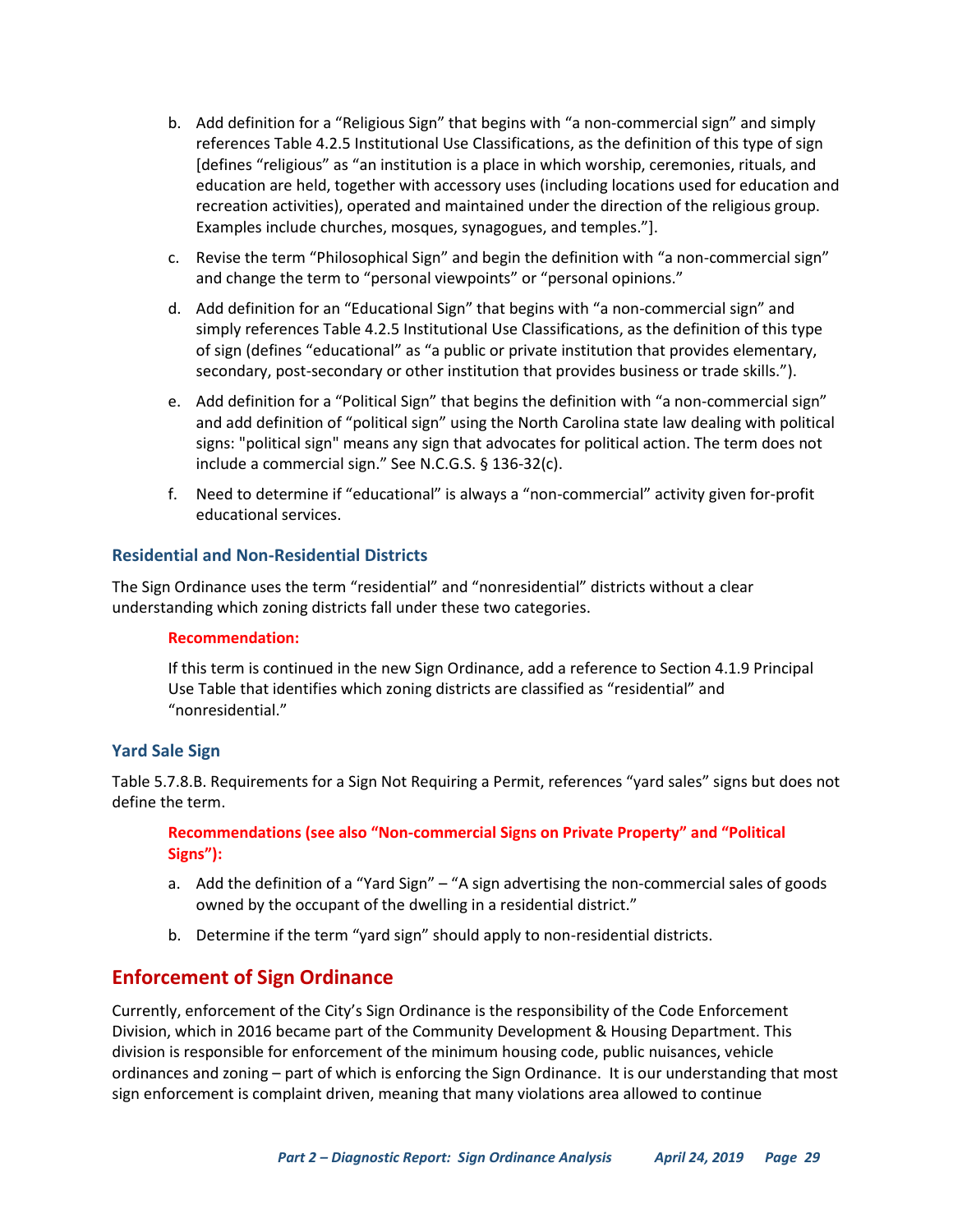b. Add definition for a "Religious Sign" that begins with "a non-commercial sign" and simply references Table 4.2.5 Institutional Use Classifications, as the definition of this type of sign [defines "religious" as "an institution is a place in which worship, ceremonies, rituals, and education are held, together with accessory uses (including locations used for education and recreation activities), operated and maintained under the direction of the religious group. Examples include churches, mosques, synagogues, and temples."].

c. Revise the term "Philosophical Sign" and begin the definition with "a non-commercial sign" and change the term to "personal viewpoints" or "personal opinions."

d. Add definition for an "Educational Sign" that begins with "a non-commercial sign" and simply references Table 4.2.5 Institutional Use Classifications, as the definition of this type of sign (defines "educational" as "a public or private institution that provides elementary, secondary, post-secondary or other institution that provides business or trade skills.").

e. Add definition for a "Political Sign" that begins the definition with "a non-commercial sign" and add definition of "political sign" using the North Carolina state law dealing with political signs: "political sign" means any sign that advocates for political action. The term does not include a commercial sign." See N.C.G.S. § 136-32(c).

f. Need to determine if "educational" is always a "non-commercial" activity given for-profit educational services.

### Residential and Non-Residential Districts

The Sign Ordinance uses the term "residential" and "nonresidential" districts without a clear understanding which zoning districts fall under these two categories.

**Recommendation:**

If this term is continued in the new Sign Ordinance, add a reference to Section 4.1.9 Principal Use Table that identifies which zoning districts are classified as "residential" and "nonresidential."

### Yard Sale Sign

Table 5.7.8.B. Requirements for a Sign Not Requiring a Permit, references "yard sales" signs but does not define the term.

**Recommendations (see also "Non-commercial Signs on Private Property" and "Political Signs"):**

a. Add the definition of a "Yard Sign" – "A sign advertising the non-commercial sales of goods owned by the occupant of the dwelling in a residential district."

b. Determine if the term "yard sign" should apply to non-residential districts.

## Enforcement of Sign Ordinance

Currently, enforcement of the City's Sign Ordinance is the responsibility of the Code Enforcement Division, which in 2016 became part of the Community Development & Housing Department. This division is responsible for enforcement of the minimum housing code, public nuisances, vehicle ordinances and zoning – part of which is enforcing the Sign Ordinance. It is our understanding that most sign enforcement is complaint driven, meaning that many violations area allowed to continue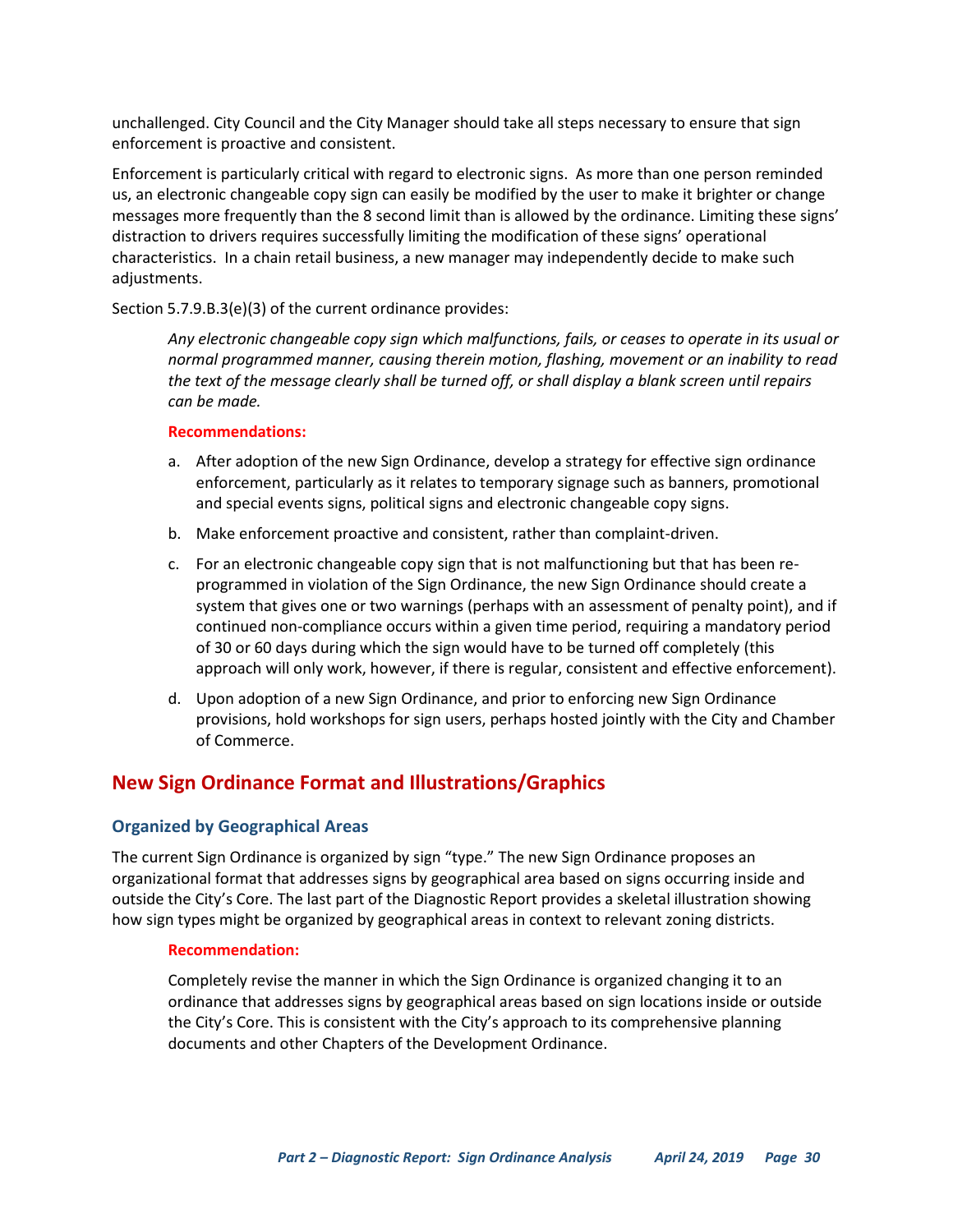unchallenged. City Council and the City Manager should take all steps necessary to ensure that sign enforcement is proactive and consistent.

Enforcement is particularly critical with regard to electronic signs. As more than one person reminded us, an electronic changeable copy sign can easily be modified by the user to make it brighter or change messages more frequently than the 8 second limit than is allowed by the ordinance. Limiting these signs' distraction to drivers requires successfully limiting the modification of these signs' operational characteristics. In a chain retail business, a new manager may independently decide to make such adjustments.

Section 5.7.9.B.3(e)(3) of the current ordinance provides:

> *Any electronic changeable copy sign which malfunctions, fails, or ceases to operate in its usual or normal programmed manner, causing therein motion, flashing, movement or an inability to read the text of the message clearly shall be turned off, or shall display a blank screen until repairs can be made.*

**Recommendations:**

a. After adoption of the new Sign Ordinance, develop a strategy for effective sign ordinance enforcement, particularly as it relates to temporary signage such as banners, promotional and special events signs, political signs and electronic changeable copy signs.

b. Make enforcement proactive and consistent, rather than complaint-driven.

c. For an electronic changeable copy sign that is not malfunctioning but that has been re-programmed in violation of the Sign Ordinance, the new Sign Ordinance should create a system that gives one or two warnings (perhaps with an assessment of penalty point), and if continued non-compliance occurs within a given time period, requiring a mandatory period of 30 or 60 days during which the sign would have to be turned off completely (this approach will only work, however, if there is regular, consistent and effective enforcement).

d. Upon adoption of a new Sign Ordinance, and prior to enforcing new Sign Ordinance provisions, hold workshops for sign users, perhaps hosted jointly with the City and Chamber of Commerce.

## New Sign Ordinance Format and Illustrations/Graphics

### Organized by Geographical Areas

The current Sign Ordinance is organized by sign "type." The new Sign Ordinance proposes an organizational format that addresses signs by geographical area based on signs occurring inside and outside the City's Core. The last part of the Diagnostic Report provides a skeletal illustration showing how sign types might be organized by geographical areas in context to relevant zoning districts.

**Recommendation:**

Completely revise the manner in which the Sign Ordinance is organized changing it to an ordinance that addresses signs by geographical areas based on sign locations inside or outside the City's Core. This is consistent with the City's approach to its comprehensive planning documents and other Chapters of the Development Ordinance.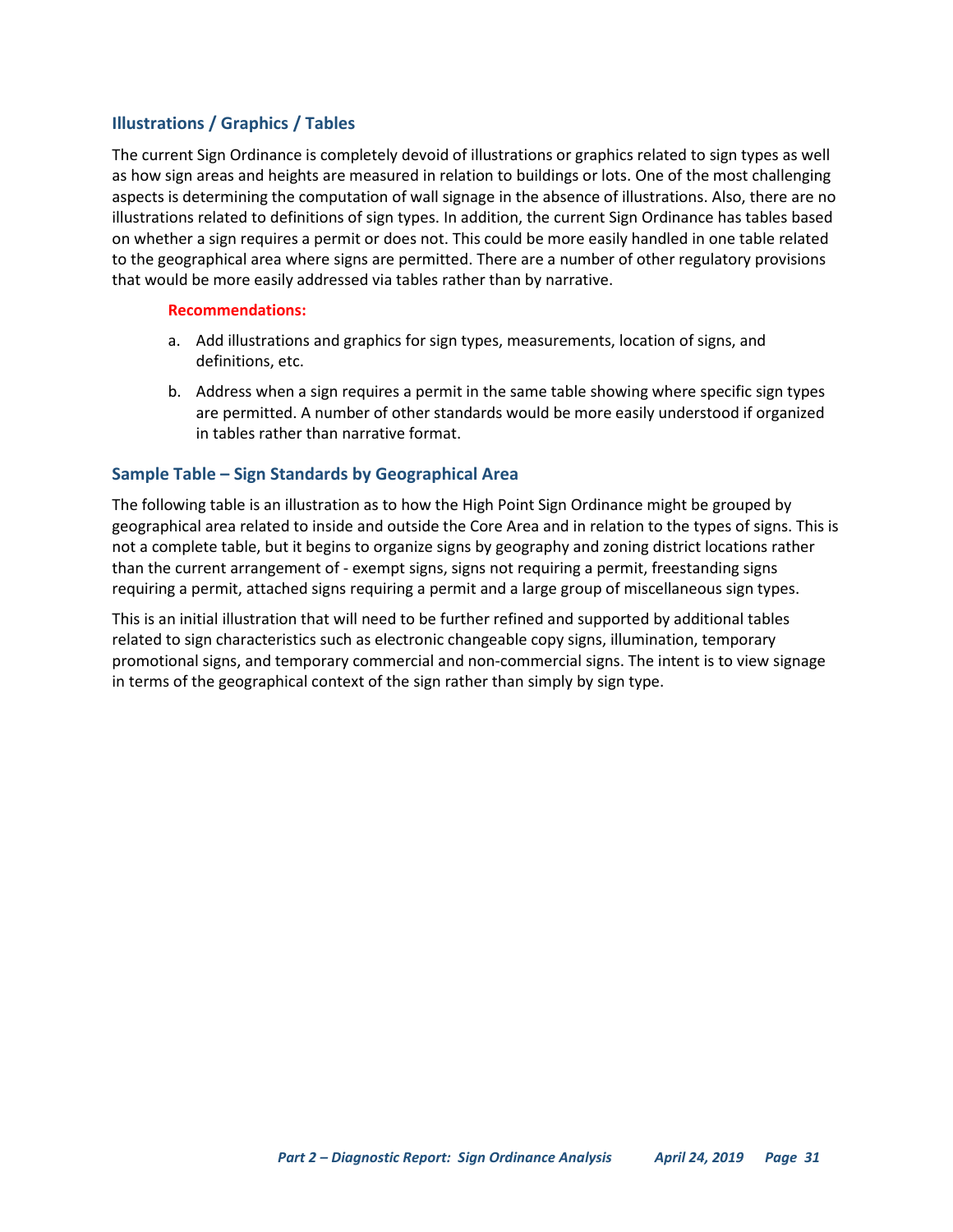### Illustrations / Graphics / Tables

The current Sign Ordinance is completely devoid of illustrations or graphics related to sign types as well as how sign areas and heights are measured in relation to buildings or lots. One of the most challenging aspects is determining the computation of wall signage in the absence of illustrations. Also, there are no illustrations related to definitions of sign types. In addition, the current Sign Ordinance has tables based on whether a sign requires a permit or does not. This could be more easily handled in one table related to the geographical area where signs are permitted. There are a number of other regulatory provisions that would be more easily addressed via tables rather than by narrative.

**Recommendations:**

a. Add illustrations and graphics for sign types, measurements, location of signs, and definitions, etc.

b. Address when a sign requires a permit in the same table showing where specific sign types are permitted. A number of other standards would be more easily understood if organized in tables rather than narrative format.

### Sample Table – Sign Standards by Geographical Area

The following table is an illustration as to how the High Point Sign Ordinance might be grouped by geographical area related to inside and outside the Core Area and in relation to the types of signs. This is not a complete table, but it begins to organize signs by geography and zoning district locations rather than the current arrangement of - exempt signs, signs not requiring a permit, freestanding signs requiring a permit, attached signs requiring a permit and a large group of miscellaneous sign types.

This is an initial illustration that will need to be further refined and supported by additional tables related to sign characteristics such as electronic changeable copy signs, illumination, temporary promotional signs, and temporary commercial and non-commercial signs. The intent is to view signage in terms of the geographical context of the sign rather than simply by sign type.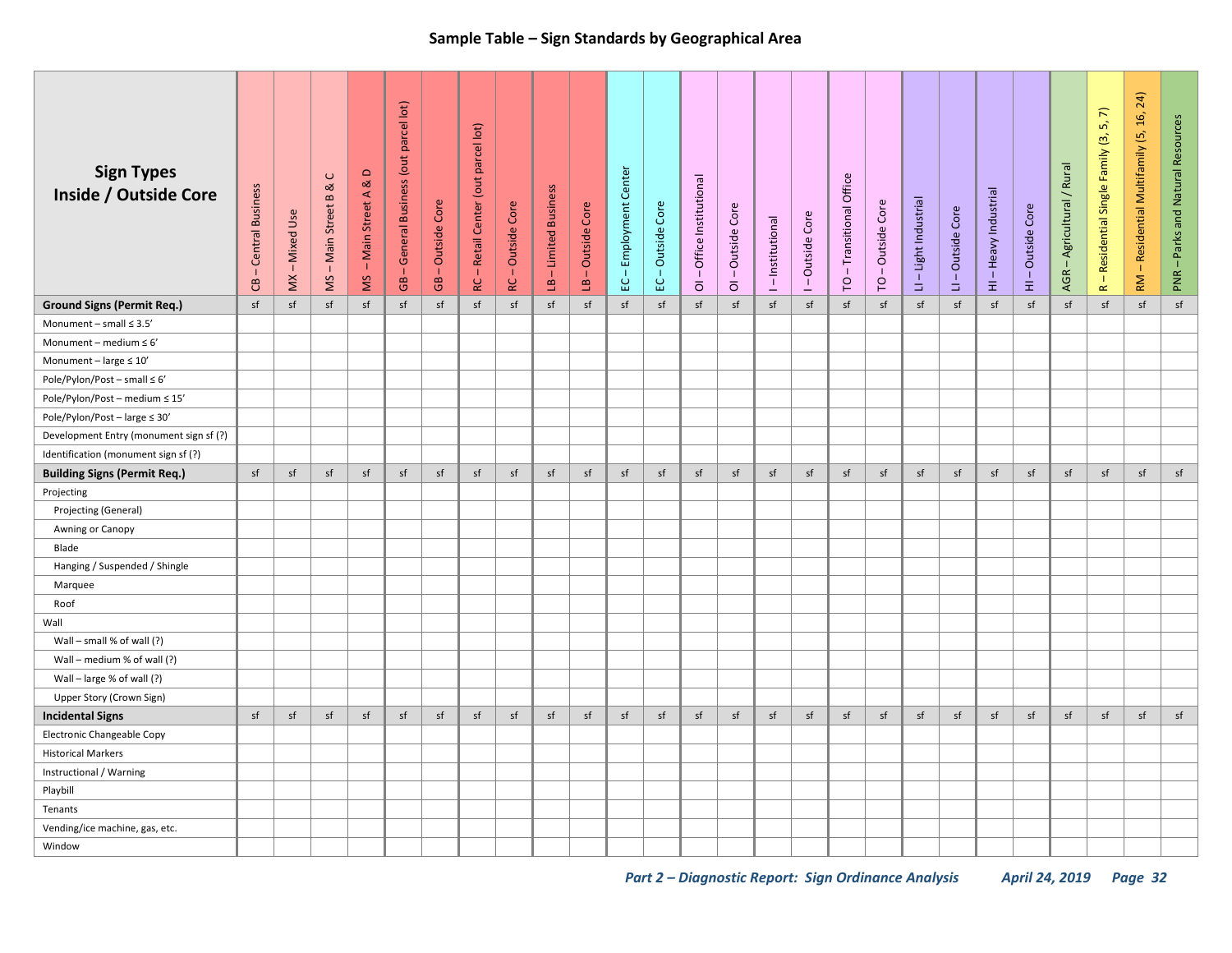## Sample Table – Sign Standards by Geographical Area

| Sign Types Inside / Outside Core | CB – Central Business | MX – Mixed Use | MS – Main Street B & C | MS – Main Street A & D | GB – General Business (out parcel lot) | GB – Outside Core | RC – Retail Center (out parcel lot) | RC – Outside Core | LB – Limited Business | LB – Outside Core | EC – Employment Center | EC – Outside Core | OI – Office Institutional | OI – Outside Core | I – Institutional | I – Outside Core | TO – Transitional Office | TO – Outside Core | LI – Light Industrial | LI – Outside Core | HI – Heavy Industrial | HI – Outside Core | AGR – Agricultural / Rural | R – Residential Single Family (3, 5, 7) | RM – Residential Multifamily (5, 16, 24) | PNR – Parks and Natural Resources |
|---|---|---|---|---|---|---|---|---|---|---|---|---|---|---|---|---|---|---|---|---|---|---|---|---|---|---|
| **Ground Signs (Permit Req.)** | sf | sf | sf | sf | sf | sf | sf | sf | sf | sf | sf | sf | sf | sf | sf | sf | sf | sf | sf | sf | sf | sf | sf | sf | sf | sf |
| Monument – small ≤ 3.5' | | | | | | | | | | | | | | | | | | | | | | | | | | |
| Monument – medium ≤ 6' | | | | | | | | | | | | | | | | | | | | | | | | | | |
| Monument – large ≤ 10' | | | | | | | | | | | | | | | | | | | | | | | | | | |
| Pole/Pylon/Post – small ≤ 6' | | | | | | | | | | | | | | | | | | | | | | | | | | |
| Pole/Pylon/Post – medium ≤ 15' | | | | | | | | | | | | | | | | | | | | | | | | | | |
| Pole/Pylon/Post – large ≤ 30' | | | | | | | | | | | | | | | | | | | | | | | | | | |
| Development Entry (monument sign sf (?) | | | | | | | | | | | | | | | | | | | | | | | | | | |
| Identification (monument sign sf (?) | | | | | | | | | | | | | | | | | | | | | | | | | | |
| **Building Signs (Permit Req.)** | sf | sf | sf | sf | sf | sf | sf | sf | sf | sf | sf | sf | sf | sf | sf | sf | sf | sf | sf | sf | sf | sf | sf | sf | sf | sf |
| Projecting | | | | | | | | | | | | | | | | | | | | | | | | | | |
| Projecting (General) | | | | | | | | | | | | | | | | | | | | | | | | | | |
| Awning or Canopy | | | | | | | | | | | | | | | | | | | | | | | | | | |
| Blade | | | | | | | | | | | | | | | | | | | | | | | | | | |
| Hanging / Suspended / Shingle | | | | | | | | | | | | | | | | | | | | | | | | | | |
| Marquee | | | | | | | | | | | | | | | | | | | | | | | | | | |
| Roof | | | | | | | | | | | | | | | | | | | | | | | | | | |
| Wall | | | | | | | | | | | | | | | | | | | | | | | | | | |
| Wall – small % of wall (?) | | | | | | | | | | | | | | | | | | | | | | | | | | |
| Wall – medium % of wall (?) | | | | | | | | | | | | | | | | | | | | | | | | | | |
| Wall – large % of wall (?) | | | | | | | | | | | | | | | | | | | | | | | | | | |
| Upper Story (Crown Sign) | | | | | | | | | | | | | | | | | | | | | | | | | | |
| **Incidental Signs** | sf | sf | sf | sf | sf | sf | sf | sf | sf | sf | sf | sf | sf | sf | sf | sf | sf | sf | sf | sf | sf | sf | sf | sf | sf | sf |
| Electronic Changeable Copy | | | | | | | | | | | | | | | | | | | | | | | | | | |
| Historical Markers | | | | | | | | | | | | | | | | | | | | | | | | | | |
| Instructional / Warning | | | | | | | | | | | | | | | | | | | | | | | | | | |
| Playbill | | | | | | | | | | | | | | | | | | | | | | | | | | |
| Tenants | | | | | | | | | | | | | | | | | | | | | | | | | | |
| Vending/ice machine, gas, etc. | | | | | | | | | | | | | | | | | | | | | | | | | | |
| Window | | | | | | | | | | | | | | | | | | | | | | | | | | |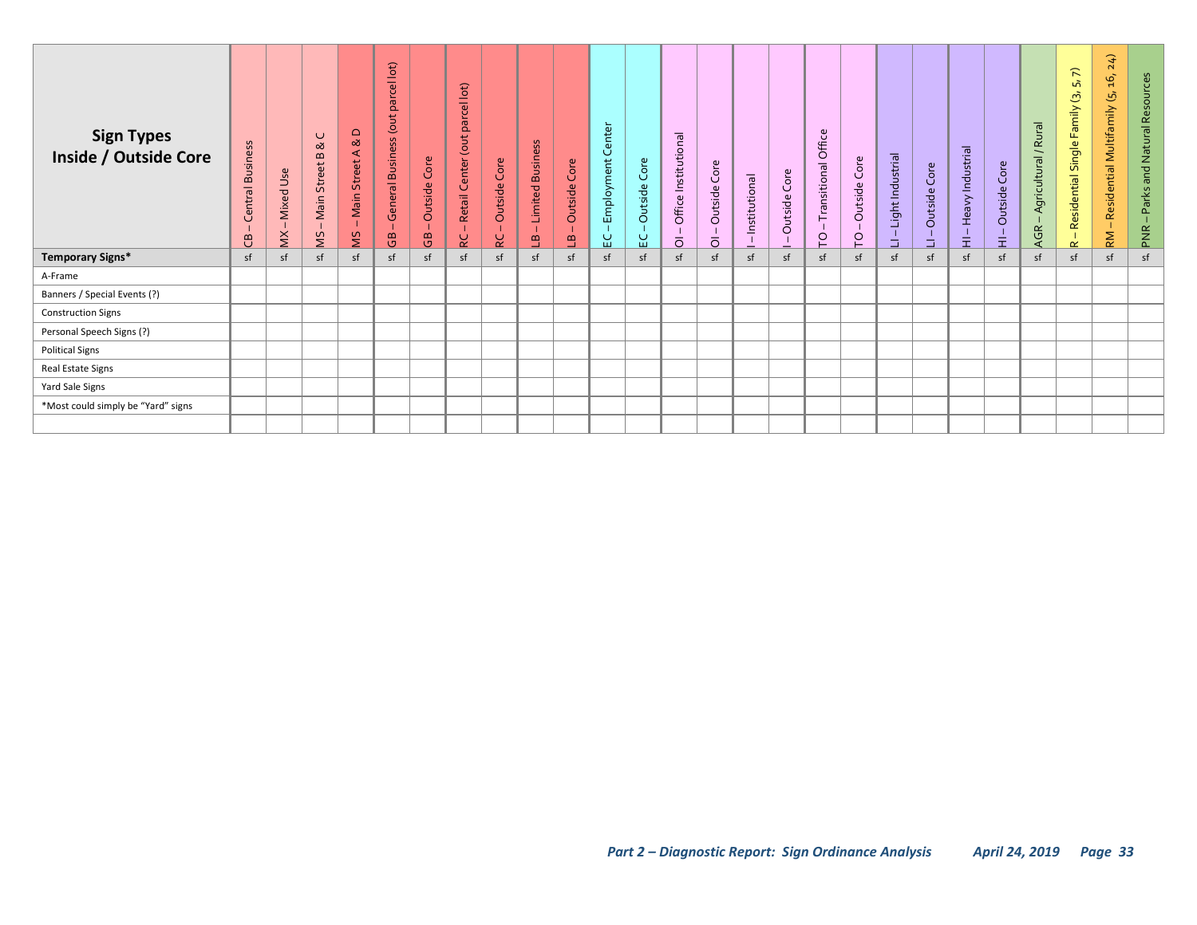| Sign Types Inside / Outside Core | CB – Central Business | MX – Mixed Use | MS – Main Street B & C | MS – Main Street A & D | GB – General Business (out parcel lot) | GB – Outside Core | RC – Retail Center (out parcel lot) | RC – Outside Core | LB – Limited Business | LB – Outside Core | EC – Employment Center | EC – Outside Core | OI – Office Institutional | OI – Outside Core | I – Institutional | I – Outside Core | TO – Transitional Office | TO – Outside Core | LI – Light Industrial | LI – Outside Core | HI – Heavy Industrial | HI – Outside Core | AGR – Agricultural / Rural | R – Residential Single Family (3, 5, 7) | RM – Residential Multifamily (5, 16, 24) | PNR – Parks and Natural Resources |
|---|---|---|---|---|---|---|---|---|---|---|---|---|---|---|---|---|---|---|---|---|---|---|---|---|---|---|
| **Temporary Signs*** | sf | sf | sf | sf | sf | sf | sf | sf | sf | sf | sf | sf | sf | sf | sf | sf | sf | sf | sf | sf | sf | sf | sf | sf | sf | sf |
| A-Frame | | | | | | | | | | | | | | | | | | | | | | | | | | |
| Banners / Special Events (?) | | | | | | | | | | | | | | | | | | | | | | | | | | |
| Construction Signs | | | | | | | | | | | | | | | | | | | | | | | | | | |
| Personal Speech Signs (?) | | | | | | | | | | | | | | | | | | | | | | | | | | |
| Political Signs | | | | | | | | | | | | | | | | | | | | | | | | | | |
| Real Estate Signs | | | | | | | | | | | | | | | | | | | | | | | | | | |
| Yard Sale Signs | | | | | | | | | | | | | | | | | | | | | | | | | | |
| *Most could simply be "Yard" signs | | | | | | | | | | | | | | | | | | | | | | | | | | |
| | | | | | | | | | | | | | | | | | | | | | | | | | | |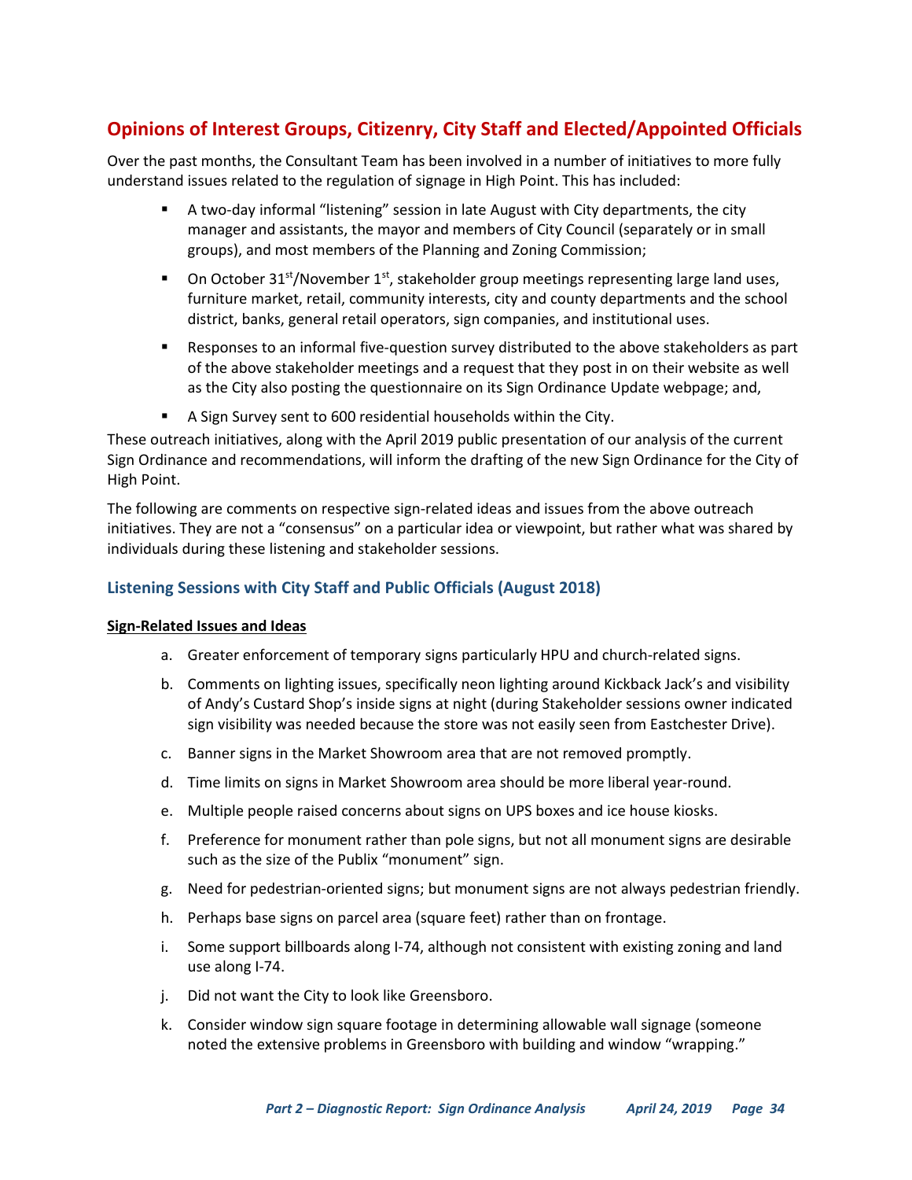## Opinions of Interest Groups, Citizenry, City Staff and Elected/Appointed Officials

Over the past months, the Consultant Team has been involved in a number of initiatives to more fully understand issues related to the regulation of signage in High Point. This has included:

- A two-day informal "listening" session in late August with City departments, the city manager and assistants, the mayor and members of City Council (separately or in small groups), and most members of the Planning and Zoning Commission;
- On October 31st/November 1st, stakeholder group meetings representing large land uses, furniture market, retail, community interests, city and county departments and the school district, banks, general retail operators, sign companies, and institutional uses.
- Responses to an informal five-question survey distributed to the above stakeholders as part of the above stakeholder meetings and a request that they post in on their website as well as the City also posting the questionnaire on its Sign Ordinance Update webpage; and,
- A Sign Survey sent to 600 residential households within the City.

These outreach initiatives, along with the April 2019 public presentation of our analysis of the current Sign Ordinance and recommendations, will inform the drafting of the new Sign Ordinance for the City of High Point.

The following are comments on respective sign-related ideas and issues from the above outreach initiatives. They are not a "consensus" on a particular idea or viewpoint, but rather what was shared by individuals during these listening and stakeholder sessions.

### Listening Sessions with City Staff and Public Officials (August 2018)

**Sign-Related Issues and Ideas**

a. Greater enforcement of temporary signs particularly HPU and church-related signs.

b. Comments on lighting issues, specifically neon lighting around Kickback Jack's and visibility of Andy's Custard Shop's inside signs at night (during Stakeholder sessions owner indicated sign visibility was needed because the store was not easily seen from Eastchester Drive).

c. Banner signs in the Market Showroom area that are not removed promptly.

d. Time limits on signs in Market Showroom area should be more liberal year-round.

e. Multiple people raised concerns about signs on UPS boxes and ice house kiosks.

f. Preference for monument rather than pole signs, but not all monument signs are desirable such as the size of the Publix "monument" sign.

g. Need for pedestrian-oriented signs; but monument signs are not always pedestrian friendly.

h. Perhaps base signs on parcel area (square feet) rather than on frontage.

i. Some support billboards along I-74, although not consistent with existing zoning and land use along I-74.

j. Did not want the City to look like Greensboro.

k. Consider window sign square footage in determining allowable wall signage (someone noted the extensive problems in Greensboro with building and window "wrapping."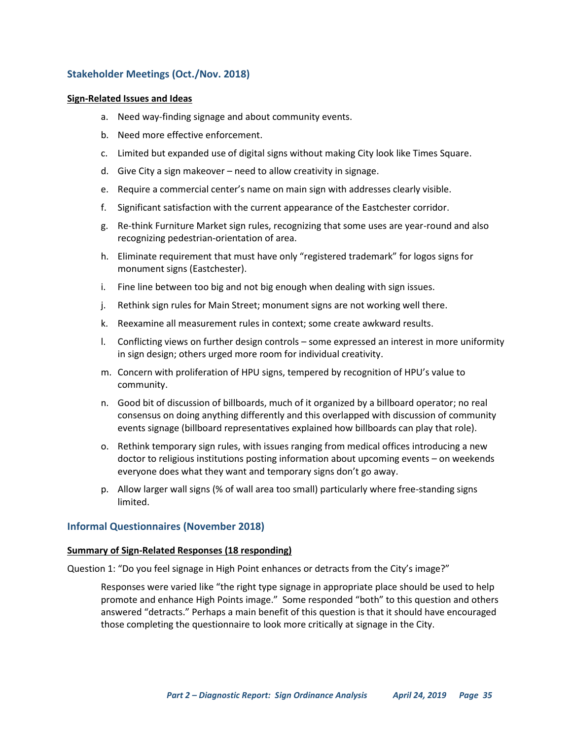## Stakeholder Meetings (Oct./Nov. 2018)

**Sign-Related Issues and Ideas**

a. Need way-finding signage and about community events.

b. Need more effective enforcement.

c. Limited but expanded use of digital signs without making City look like Times Square.

d. Give City a sign makeover – need to allow creativity in signage.

e. Require a commercial center's name on main sign with addresses clearly visible.

f. Significant satisfaction with the current appearance of the Eastchester corridor.

g. Re-think Furniture Market sign rules, recognizing that some uses are year-round and also recognizing pedestrian-orientation of area.

h. Eliminate requirement that must have only "registered trademark" for logos signs for monument signs (Eastchester).

i. Fine line between too big and not big enough when dealing with sign issues.

j. Rethink sign rules for Main Street; monument signs are not working well there.

k. Reexamine all measurement rules in context; some create awkward results.

l. Conflicting views on further design controls – some expressed an interest in more uniformity in sign design; others urged more room for individual creativity.

m. Concern with proliferation of HPU signs, tempered by recognition of HPU's value to community.

n. Good bit of discussion of billboards, much of it organized by a billboard operator; no real consensus on doing anything differently and this overlapped with discussion of community events signage (billboard representatives explained how billboards can play that role).

o. Rethink temporary sign rules, with issues ranging from medical offices introducing a new doctor to religious institutions posting information about upcoming events – on weekends everyone does what they want and temporary signs don't go away.

p. Allow larger wall signs (% of wall area too small) particularly where free-standing signs limited.

## Informal Questionnaires (November 2018)

**Summary of Sign-Related Responses (18 responding)**

Question 1: "Do you feel signage in High Point enhances or detracts from the City's image?"

> Responses were varied like "the right type signage in appropriate place should be used to help promote and enhance High Points image." Some responded "both" to this question and others answered "detracts." Perhaps a main benefit of this question is that it should have encouraged those completing the questionnaire to look more critically at signage in the City.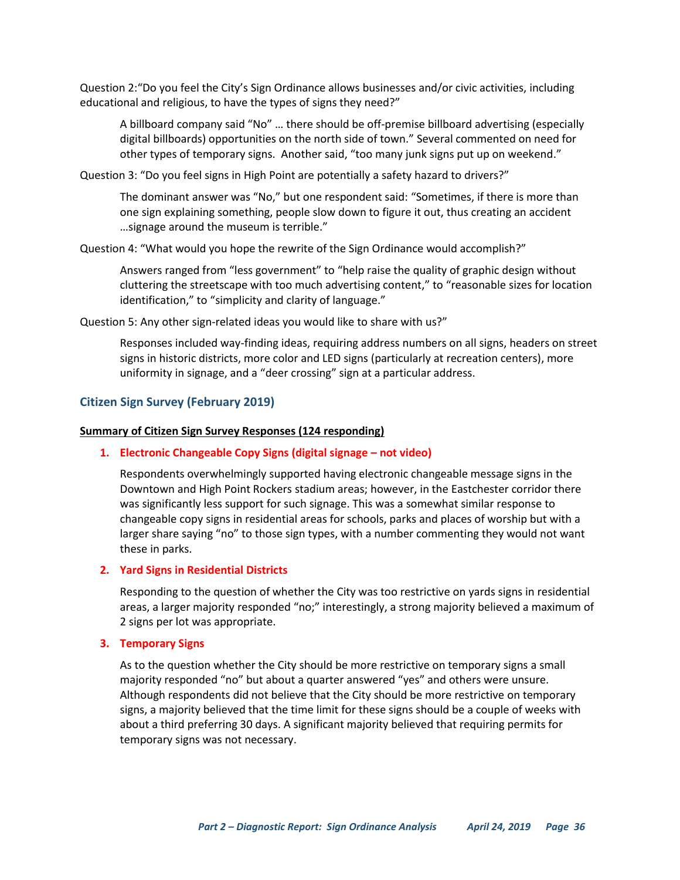Question 2:"Do you feel the City's Sign Ordinance allows businesses and/or civic activities, including educational and religious, to have the types of signs they need?"

> A billboard company said "No" … there should be off-premise billboard advertising (especially digital billboards) opportunities on the north side of town." Several commented on need for other types of temporary signs. Another said, "too many junk signs put up on weekend."

Question 3: "Do you feel signs in High Point are potentially a safety hazard to drivers?"

> The dominant answer was "No," but one respondent said: "Sometimes, if there is more than one sign explaining something, people slow down to figure it out, thus creating an accident …signage around the museum is terrible."

Question 4: "What would you hope the rewrite of the Sign Ordinance would accomplish?"

> Answers ranged from "less government" to "help raise the quality of graphic design without cluttering the streetscape with too much advertising content," to "reasonable sizes for location identification," to "simplicity and clarity of language."

Question 5: Any other sign-related ideas you would like to share with us?"

> Responses included way-finding ideas, requiring address numbers on all signs, headers on street signs in historic districts, more color and LED signs (particularly at recreation centers), more uniformity in signage, and a "deer crossing" sign at a particular address.

## Citizen Sign Survey (February 2019)

**Summary of Citizen Sign Survey Responses (124 responding)**

**1. Electronic Changeable Copy Signs (digital signage – not video)**

Respondents overwhelmingly supported having electronic changeable message signs in the Downtown and High Point Rockers stadium areas; however, in the Eastchester corridor there was significantly less support for such signage. This was a somewhat similar response to changeable copy signs in residential areas for schools, parks and places of worship but with a larger share saying "no" to those sign types, with a number commenting they would not want these in parks.

**2. Yard Signs in Residential Districts**

Responding to the question of whether the City was too restrictive on yards signs in residential areas, a larger majority responded "no;" interestingly, a strong majority believed a maximum of 2 signs per lot was appropriate.

**3. Temporary Signs**

As to the question whether the City should be more restrictive on temporary signs a small majority responded "no" but about a quarter answered "yes" and others were unsure. Although respondents did not believe that the City should be more restrictive on temporary signs, a majority believed that the time limit for these signs should be a couple of weeks with about a third preferring 30 days. A significant majority believed that requiring permits for temporary signs was not necessary.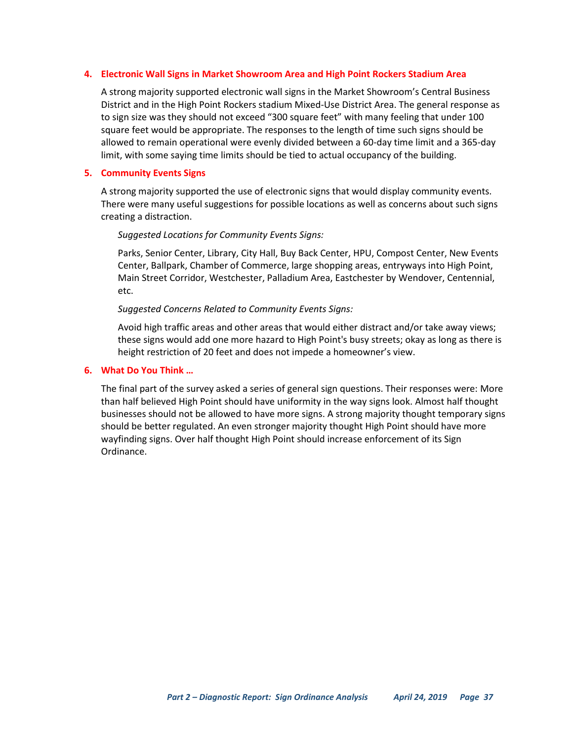### 4. Electronic Wall Signs in Market Showroom Area and High Point Rockers Stadium Area

A strong majority supported electronic wall signs in the Market Showroom's Central Business District and in the High Point Rockers stadium Mixed-Use District Area. The general response as to sign size was they should not exceed "300 square feet" with many feeling that under 100 square feet would be appropriate. The responses to the length of time such signs should be allowed to remain operational were evenly divided between a 60-day time limit and a 365-day limit, with some saying time limits should be tied to actual occupancy of the building.

### 5. Community Events Signs

A strong majority supported the use of electronic signs that would display community events. There were many useful suggestions for possible locations as well as concerns about such signs creating a distraction.

*Suggested Locations for Community Events Signs:*

Parks, Senior Center, Library, City Hall, Buy Back Center, HPU, Compost Center, New Events Center, Ballpark, Chamber of Commerce, large shopping areas, entryways into High Point, Main Street Corridor, Westchester, Palladium Area, Eastchester by Wendover, Centennial, etc.

*Suggested Concerns Related to Community Events Signs:*

Avoid high traffic areas and other areas that would either distract and/or take away views; these signs would add one more hazard to High Point's busy streets; okay as long as there is height restriction of 20 feet and does not impede a homeowner's view.

### 6. What Do You Think …

The final part of the survey asked a series of general sign questions. Their responses were: More than half believed High Point should have uniformity in the way signs look. Almost half thought businesses should not be allowed to have more signs. A strong majority thought temporary signs should be better regulated. An even stronger majority thought High Point should have more wayfinding signs. Over half thought High Point should increase enforcement of its Sign Ordinance.